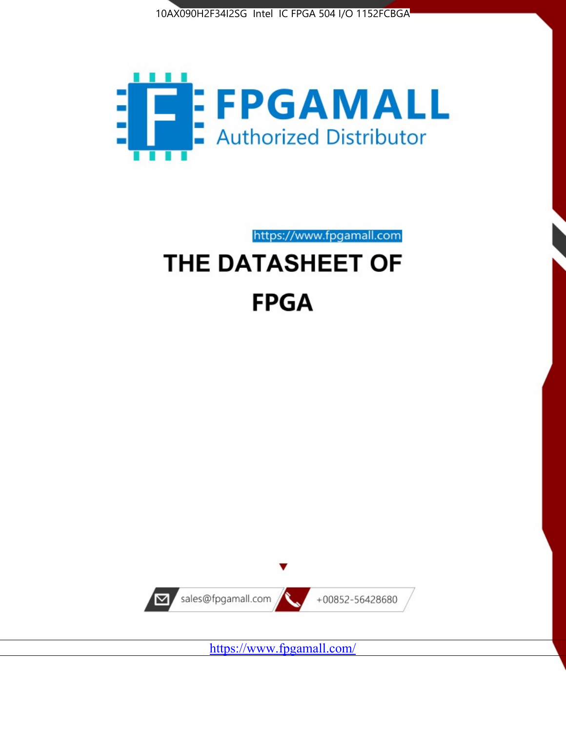10AX090H2F34I2SG Intel IC FPGA 504 I/O 1152FCBGA

FPGAMALL

Authorized Distributor

https://www.fpgamall.com

# THE DATASHEET OF

# FPGA

sales@fpgamall.com

+00852-56428680

https://www.fpgamall.com/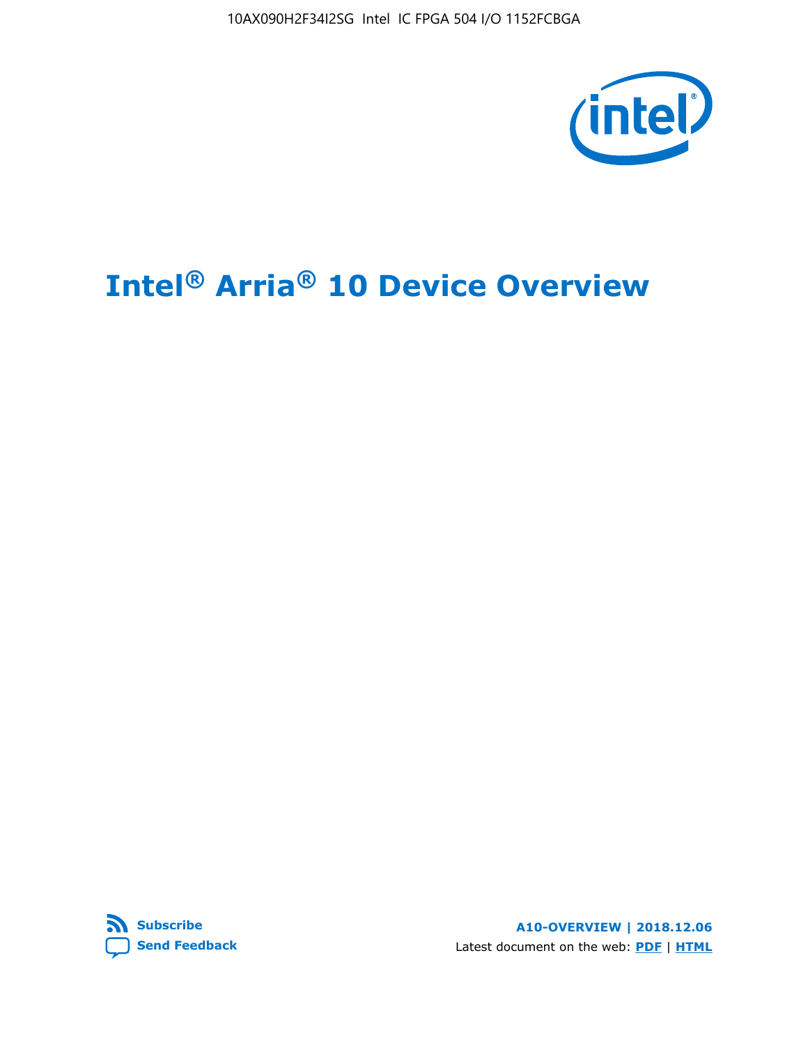# Intel® Arria® 10 Device Overview

**Subscribe**

**Send Feedback**

**A10-OVERVIEW | 2018.12.06**

Latest document on the web: **PDF** | **HTML**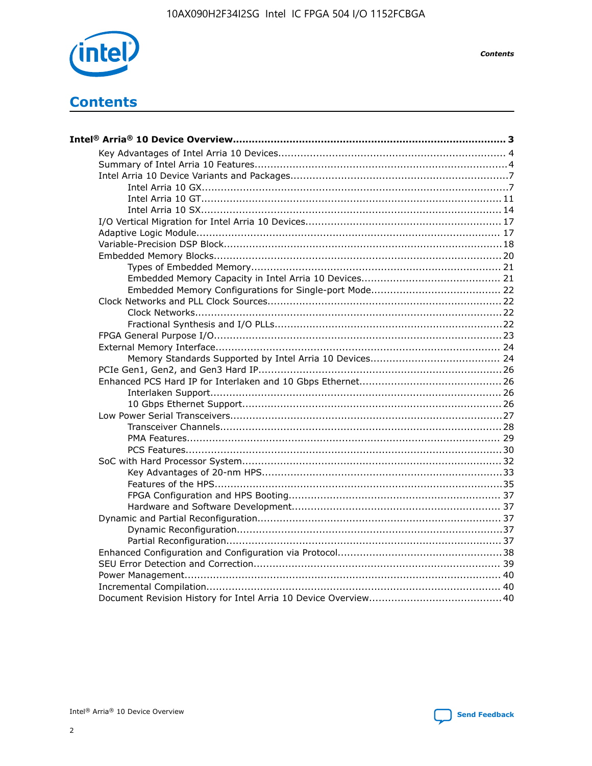# Contents

**Intel® Arria® 10 Device Overview....................................................................................... 3**

- Key Advantages of Intel Arria 10 Devices........................................................................ 4
- Summary of Intel Arria 10 Features................................................................................4
- Intel Arria 10 Device Variants and Packages.....................................................................7
  - Intel Arria 10 GX................................................................................................7
  - Intel Arria 10 GT.............................................................................................. 11
  - Intel Arria 10 SX.............................................................................................. 14
- I/O Vertical Migration for Intel Arria 10 Devices.............................................................. 17
- Adaptive Logic Module................................................................................................ 17
- Variable-Precision DSP Block.........................................................................................18
- Embedded Memory Blocks........................................................................................... 20
  - Types of Embedded Memory............................................................................... 21
  - Embedded Memory Capacity in Intel Arria 10 Devices............................................ 21
  - Embedded Memory Configurations for Single-port Mode......................................... 22
- Clock Networks and PLL Clock Sources.......................................................................... 22
  - Clock Networks................................................................................................. 22
  - Fractional Synthesis and I/O PLLs........................................................................ 22
- FPGA General Purpose I/O...........................................................................................23
- External Memory Interface.......................................................................................... 24
  - Memory Standards Supported by Intel Arria 10 Devices......................................... 24
- PCIe Gen1, Gen2, and Gen3 Hard IP.............................................................................26
- Enhanced PCS Hard IP for Interlaken and 10 Gbps Ethernet.............................................26
  - Interlaken Support............................................................................................ 26
  - 10 Gbps Ethernet Support.................................................................................. 26
- Low Power Serial Transceivers......................................................................................27
  - Transceiver Channels......................................................................................... 28
  - PMA Features................................................................................................... 29
  - PCS Features....................................................................................................30
- SoC with Hard Processor System.................................................................................. 32
  - Key Advantages of 20-nm HPS............................................................................33
  - Features of the HPS...........................................................................................35
  - FPGA Configuration and HPS Booting................................................................... 37
  - Hardware and Software Development.................................................................. 37
- Dynamic and Partial Reconfiguration.............................................................................37
  - Dynamic Reconfiguration....................................................................................37
  - Partial Reconfiguration.......................................................................................37
- Enhanced Configuration and Configuration via Protocol....................................................38
- SEU Error Detection and Correction.............................................................................. 39
- Power Management.................................................................................................... 40
- Incremental Compilation............................................................................................. 40
- Document Revision History for Intel Arria 10 Device Overview.......................................... 40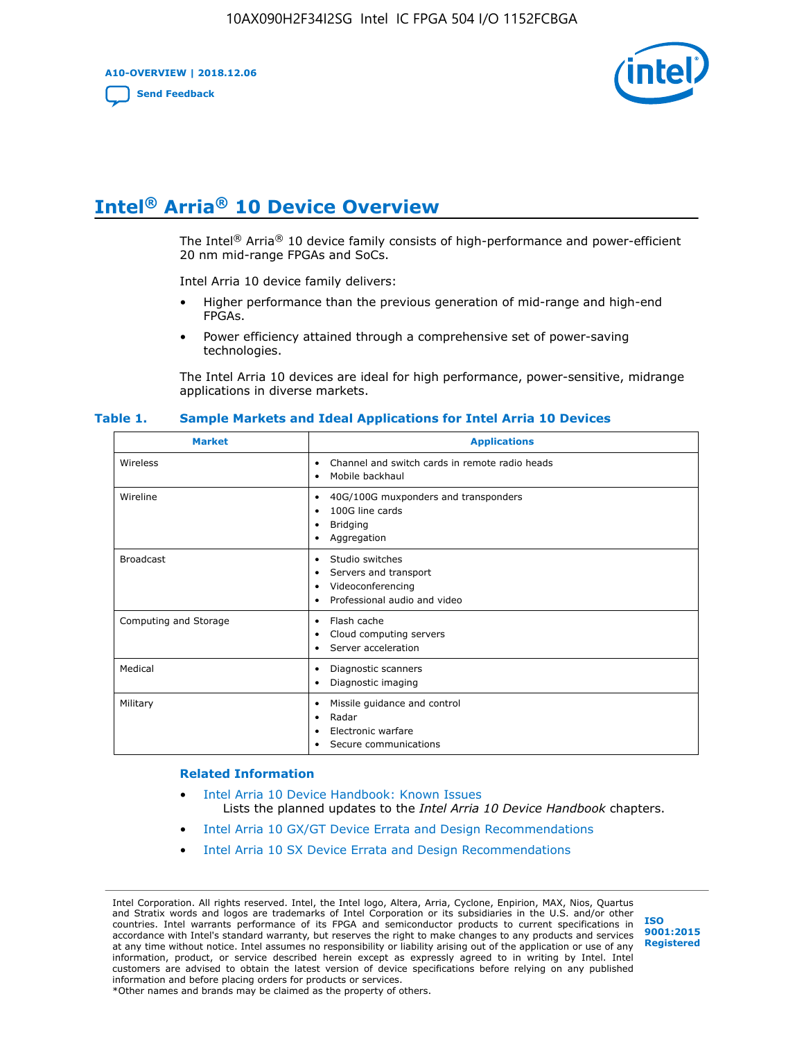# Intel® Arria® 10 Device Overview

The Intel® Arria® 10 device family consists of high-performance and power-efficient 20 nm mid-range FPGAs and SoCs.

Intel Arria 10 device family delivers:

- Higher performance than the previous generation of mid-range and high-end FPGAs.
- Power efficiency attained through a comprehensive set of power-saving technologies.

The Intel Arria 10 devices are ideal for high performance, power-sensitive, midrange applications in diverse markets.

**Table 1. Sample Markets and Ideal Applications for Intel Arria 10 Devices**

| Market | Applications |
|---|---|
| Wireless | • Channel and switch cards in remote radio heads<br>• Mobile backhaul |
| Wireline | • 40G/100G muxponders and transponders<br>• 100G line cards<br>• Bridging<br>• Aggregation |
| Broadcast | • Studio switches<br>• Servers and transport<br>• Videoconferencing<br>• Professional audio and video |
| Computing and Storage | • Flash cache<br>• Cloud computing servers<br>• Server acceleration |
| Medical | • Diagnostic scanners<br>• Diagnostic imaging |
| Military | • Missile guidance and control<br>• Radar<br>• Electronic warfare<br>• Secure communications |

### Related Information

- Intel Arria 10 Device Handbook: Known Issues
  Lists the planned updates to the *Intel Arria 10 Device Handbook* chapters.
- Intel Arria 10 GX/GT Device Errata and Design Recommendations
- Intel Arria 10 SX Device Errata and Design Recommendations

Intel Corporation. All rights reserved. Intel, the Intel logo, Altera, Arria, Cyclone, Enpirion, MAX, Nios, Quartus and Stratix words and logos are trademarks of Intel Corporation or its subsidiaries in the U.S. and/or other countries. Intel warrants performance of its FPGA and semiconductor products to current specifications in accordance with Intel's standard warranty, but reserves the right to make changes to any products and services at any time without notice. Intel assumes no responsibility or liability arising out of the application or use of any information, product, or service described herein except as expressly agreed to in writing by Intel. Intel customers are advised to obtain the latest version of device specifications before relying on any published information and before placing orders for products or services.
*Other names and brands may be claimed as the property of others.

ISO 9001:2015 Registered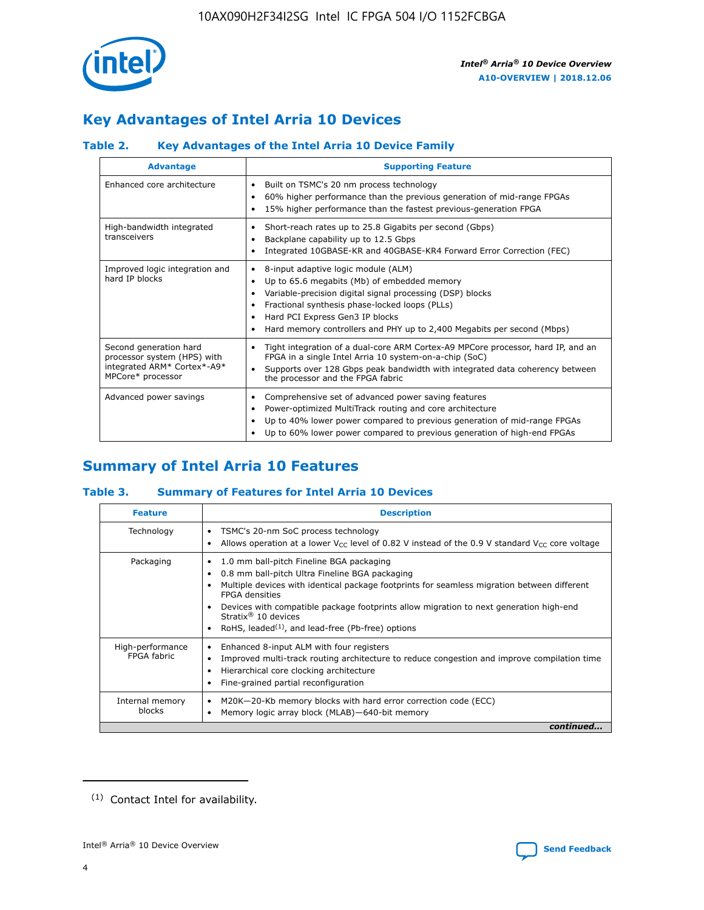## Key Advantages of Intel Arria 10 Devices

### Table 2. Key Advantages of the Intel Arria 10 Device Family

| Advantage | Supporting Feature |
|---|---|
| Enhanced core architecture | • Built on TSMC's 20 nm process technology<br>• 60% higher performance than the previous generation of mid-range FPGAs<br>• 15% higher performance than the fastest previous-generation FPGA |
| High-bandwidth integrated transceivers | • Short-reach rates up to 25.8 Gigabits per second (Gbps)<br>• Backplane capability up to 12.5 Gbps<br>• Integrated 10GBASE-KR and 40GBASE-KR4 Forward Error Correction (FEC) |
| Improved logic integration and hard IP blocks | • 8-input adaptive logic module (ALM)<br>• Up to 65.6 megabits (Mb) of embedded memory<br>• Variable-precision digital signal processing (DSP) blocks<br>• Fractional synthesis phase-locked loops (PLLs)<br>• Hard PCI Express Gen3 IP blocks<br>• Hard memory controllers and PHY up to 2,400 Megabits per second (Mbps) |
| Second generation hard processor system (HPS) with integrated ARM* Cortex*-A9* MPCore* processor | • Tight integration of a dual-core ARM Cortex-A9 MPCore processor, hard IP, and an FPGA in a single Intel Arria 10 system-on-a-chip (SoC)<br>• Supports over 128 Gbps peak bandwidth with integrated data coherency between the processor and the FPGA fabric |
| Advanced power savings | • Comprehensive set of advanced power saving features<br>• Power-optimized MultiTrack routing and core architecture<br>• Up to 40% lower power compared to previous generation of mid-range FPGAs<br>• Up to 60% lower power compared to previous generation of high-end FPGAs |

## Summary of Intel Arria 10 Features

### Table 3. Summary of Features for Intel Arria 10 Devices

| Feature | Description |
|---|---|
| Technology | • TSMC's 20-nm SoC process technology<br>• Allows operation at a lower $V_{CC}$ level of 0.82 V instead of the 0.9 V standard $V_{CC}$ core voltage |
| Packaging | • 1.0 mm ball-pitch Fineline BGA packaging<br>• 0.8 mm ball-pitch Ultra Fineline BGA packaging<br>• Multiple devices with identical package footprints for seamless migration between different FPGA densities<br>• Devices with compatible package footprints allow migration to next generation high-end Stratix® 10 devices<br>• RoHS, leaded[(1)], and lead-free (Pb-free) options |
| High-performance FPGA fabric | • Enhanced 8-input ALM with four registers<br>• Improved multi-track routing architecture to reduce congestion and improve compilation time<br>• Hierarchical core clocking architecture<br>• Fine-grained partial reconfiguration |
| Internal memory blocks | • M20K—20-Kb memory blocks with hard error correction code (ECC)<br>• Memory logic array block (MLAB)—640-bit memory |

*continued...*

(1) Contact Intel for availability.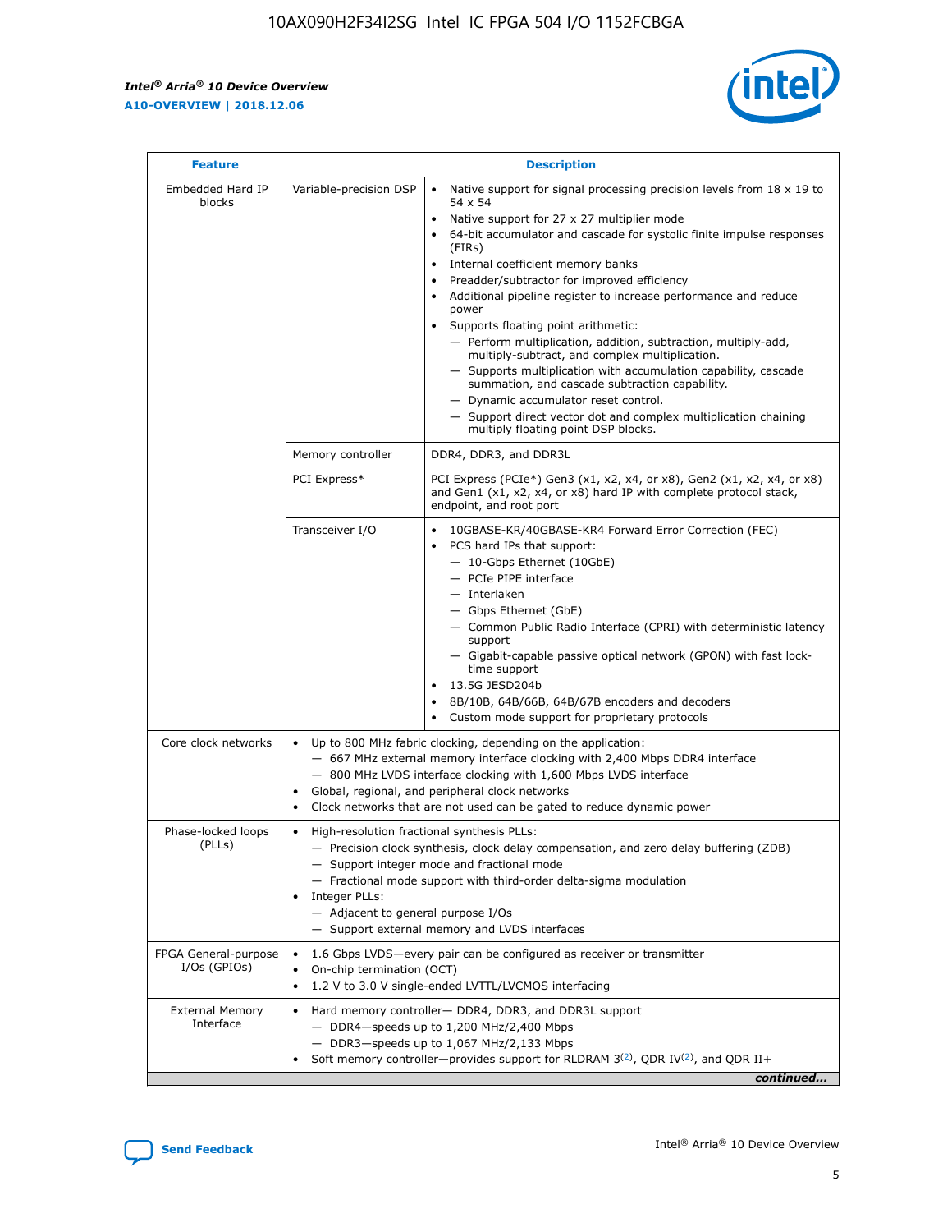| Feature | Description | |
|---|---|---|
| Embedded Hard IP blocks | Variable-precision DSP | • Native support for signal processing precision levels from 18 x 19 to 54 x 54<br>• Native support for 27 x 27 multiplier mode<br>• 64-bit accumulator and cascade for systolic finite impulse responses (FIRs)<br>• Internal coefficient memory banks<br>• Preadder/subtractor for improved efficiency<br>• Additional pipeline register to increase performance and reduce power<br>• Supports floating point arithmetic:<br>— Perform multiplication, addition, subtraction, multiply-add, multiply-subtract, and complex multiplication.<br>— Supports multiplication with accumulation capability, cascade summation, and cascade subtraction capability.<br>— Dynamic accumulator reset control.<br>— Support direct vector dot and complex multiplication chaining multiply floating point DSP blocks. |
| | Memory controller | DDR4, DDR3, and DDR3L |
| | PCI Express* | PCI Express (PCIe*) Gen3 (x1, x2, x4, or x8), Gen2 (x1, x2, x4, or x8) and Gen1 (x1, x2, x4, or x8) hard IP with complete protocol stack, endpoint, and root port |
| | Transceiver I/O | • 10GBASE-KR/40GBASE-KR4 Forward Error Correction (FEC)<br>• PCS hard IPs that support:<br>— 10-Gbps Ethernet (10GbE)<br>— PCIe PIPE interface<br>— Interlaken<br>— Gbps Ethernet (GbE)<br>— Common Public Radio Interface (CPRI) with deterministic latency support<br>— Gigabit-capable passive optical network (GPON) with fast lock-time support<br>• 13.5G JESD204b<br>• 8B/10B, 64B/66B, 64B/67B encoders and decoders<br>• Custom mode support for proprietary protocols |
| Core clock networks | • Up to 800 MHz fabric clocking, depending on the application:<br>— 667 MHz external memory interface clocking with 2,400 Mbps DDR4 interface<br>— 800 MHz LVDS interface clocking with 1,600 Mbps LVDS interface<br>• Global, regional, and peripheral clock networks<br>• Clock networks that are not used can be gated to reduce dynamic power | |
| Phase-locked loops (PLLs) | • High-resolution fractional synthesis PLLs:<br>— Precision clock synthesis, clock delay compensation, and zero delay buffering (ZDB)<br>— Support integer mode and fractional mode<br>— Fractional mode support with third-order delta-sigma modulation<br>• Integer PLLs:<br>— Adjacent to general purpose I/Os<br>— Support external memory and LVDS interfaces | |
| FPGA General-purpose I/Os (GPIOs) | • 1.6 Gbps LVDS—every pair can be configured as receiver or transmitter<br>• On-chip termination (OCT)<br>• 1.2 V to 3.0 V single-ended LVTTL/LVCMOS interfacing | |
| External Memory Interface | • Hard memory controller— DDR4, DDR3, and DDR3L support<br>— DDR4—speeds up to 1,200 MHz/2,400 Mbps<br>— DDR3—speeds up to 1,067 MHz/2,133 Mbps<br>• Soft memory controller—provides support for RLDRAM 3[(2)], QDR IV[(2)], and QDR II+ | |

*continued...*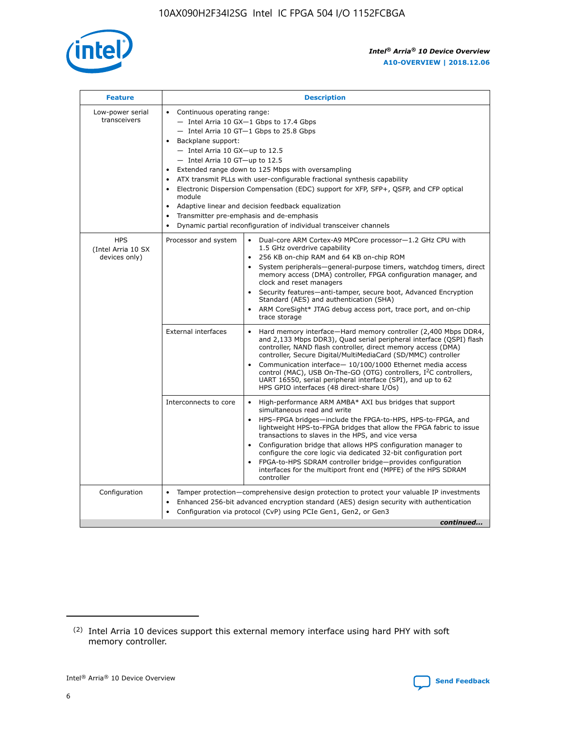| Feature | Description | |
|---|---|---|
| Low-power serial transceivers | • Continuous operating range:<br>— Intel Arria 10 GX—1 Gbps to 17.4 Gbps<br>— Intel Arria 10 GT—1 Gbps to 25.8 Gbps<br>• Backplane support:<br>— Intel Arria 10 GX—up to 12.5<br>— Intel Arria 10 GT—up to 12.5<br>• Extended range down to 125 Mbps with oversampling<br>• ATX transmit PLLs with user-configurable fractional synthesis capability<br>• Electronic Dispersion Compensation (EDC) support for XFP, SFP+, QSFP, and CFP optical module<br>• Adaptive linear and decision feedback equalization<br>• Transmitter pre-emphasis and de-emphasis<br>• Dynamic partial reconfiguration of individual transceiver channels | |
| HPS (Intel Arria 10 SX devices only) | Processor and system | • Dual-core ARM Cortex-A9 MPCore processor—1.2 GHz CPU with 1.5 GHz overdrive capability<br>• 256 KB on-chip RAM and 64 KB on-chip ROM<br>• System peripherals—general-purpose timers, watchdog timers, direct memory access (DMA) controller, FPGA configuration manager, and clock and reset managers<br>• Security features—anti-tamper, secure boot, Advanced Encryption Standard (AES) and authentication (SHA)<br>• ARM CoreSight* JTAG debug access port, trace port, and on-chip trace storage |
| | External interfaces | • Hard memory interface—Hard memory controller (2,400 Mbps DDR4, and 2,133 Mbps DDR3), Quad serial peripheral interface (QSPI) flash controller, NAND flash controller, direct memory access (DMA) controller, Secure Digital/MultiMediaCard (SD/MMC) controller<br>• Communication interface— 10/100/1000 Ethernet media access control (MAC), USB On-The-GO (OTG) controllers, I²C controllers, UART 16550, serial peripheral interface (SPI), and up to 62 HPS GPIO interfaces (48 direct-share I/Os) |
| | Interconnects to core | • High-performance ARM AMBA* AXI bus bridges that support simultaneous read and write<br>• HPS–FPGA bridges—include the FPGA-to-HPS, HPS-to-FPGA, and lightweight HPS-to-FPGA bridges that allow the FPGA fabric to issue transactions to slaves in the HPS, and vice versa<br>• Configuration bridge that allows HPS configuration manager to configure the core logic via dedicated 32-bit configuration port<br>• FPGA-to-HPS SDRAM controller bridge—provides configuration interfaces for the multiport front end (MPFE) of the HPS SDRAM controller |
| Configuration | • Tamper protection—comprehensive design protection to protect your valuable IP investments<br>• Enhanced 256-bit advanced encryption standard (AES) design security with authentication<br>• Configuration via protocol (CvP) using PCIe Gen1, Gen2, or Gen3 | |

*continued...*

(2) Intel Arria 10 devices support this external memory interface using hard PHY with soft memory controller.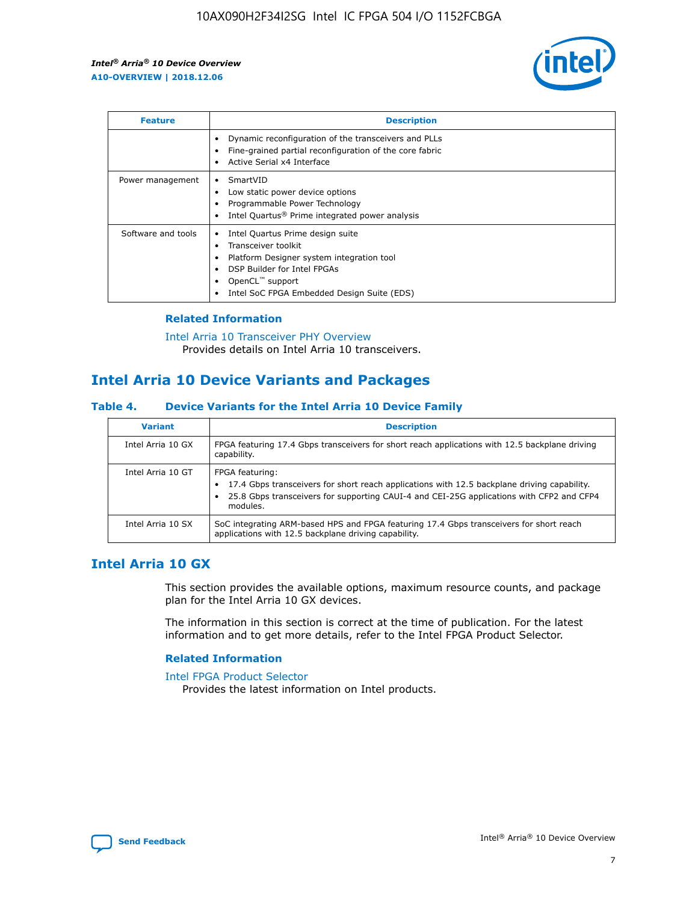| Feature | Description |
| --- | --- |
| | • Dynamic reconfiguration of the transceivers and PLLs<br>• Fine-grained partial reconfiguration of the core fabric<br>• Active Serial x4 Interface |
| Power management | • SmartVID<br>• Low static power device options<br>• Programmable Power Technology<br>• Intel Quartus® Prime integrated power analysis |
| Software and tools | • Intel Quartus Prime design suite<br>• Transceiver toolkit<br>• Platform Designer system integration tool<br>• DSP Builder for Intel FPGAs<br>• OpenCL™ support<br>• Intel SoC FPGA Embedded Design Suite (EDS) |

### Related Information

Intel Arria 10 Transceiver PHY Overview
Provides details on Intel Arria 10 transceivers.

## Intel Arria 10 Device Variants and Packages

### Table 4. Device Variants for the Intel Arria 10 Device Family

| Variant | Description |
| --- | --- |
| Intel Arria 10 GX | FPGA featuring 17.4 Gbps transceivers for short reach applications with 12.5 backplane driving capability. |
| Intel Arria 10 GT | FPGA featuring:<br>• 17.4 Gbps transceivers for short reach applications with 12.5 backplane driving capability.<br>• 25.8 Gbps transceivers for supporting CAUI-4 and CEI-25G applications with CFP2 and CFP4 modules. |
| Intel Arria 10 SX | SoC integrating ARM-based HPS and FPGA featuring 17.4 Gbps transceivers for short reach applications with 12.5 backplane driving capability. |

## Intel Arria 10 GX

This section provides the available options, maximum resource counts, and package plan for the Intel Arria 10 GX devices.

The information in this section is correct at the time of publication. For the latest information and to get more details, refer to the Intel FPGA Product Selector.

### Related Information

Intel FPGA Product Selector
Provides the latest information on Intel products.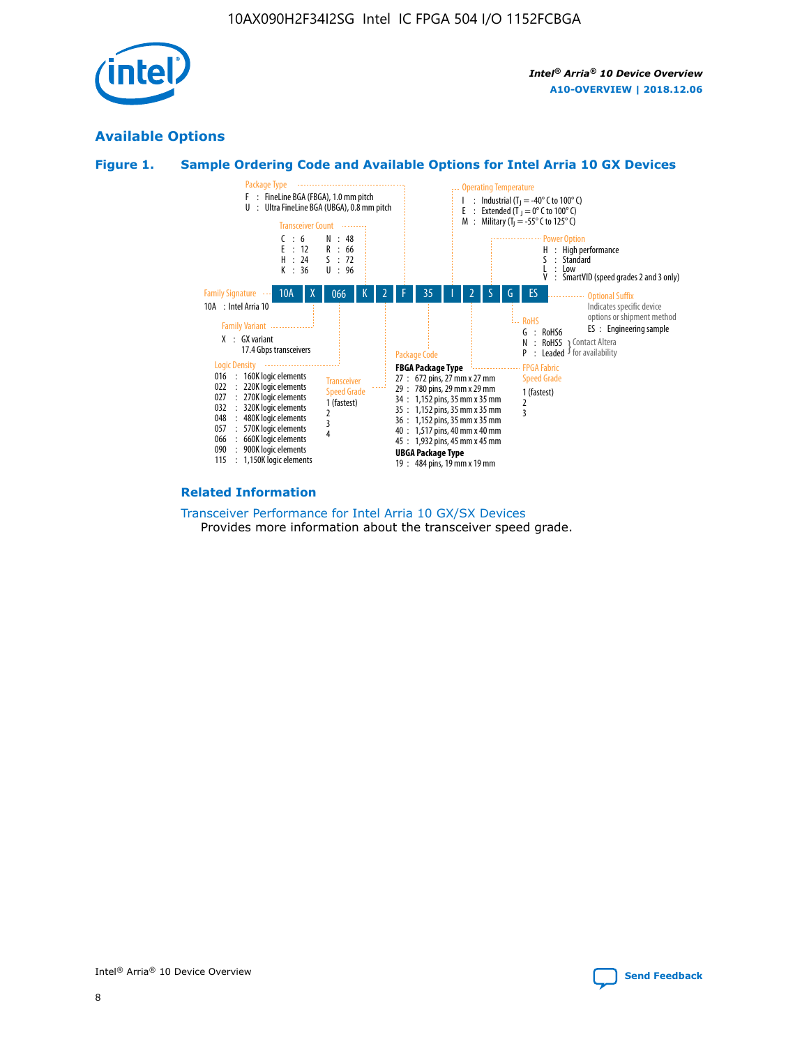## Available Options

### Figure 1. Sample Ordering Code and Available Options for Intel Arria 10 GX Devices

Sample ordering code: 10A X 066 K 2 F 35 I 2 S G ES

**Family Signature**
10A : Intel Arria 10

**Family Variant**
X : GX variant 17.4 Gbps transceivers

**Logic Density**
- 016 : 160K logic elements
- 022 : 220K logic elements
- 027 : 270K logic elements
- 032 : 320K logic elements
- 048 : 480K logic elements
- 057 : 570K logic elements
- 066 : 660K logic elements
- 090 : 900K logic elements
- 115 : 1,150K logic elements

**Transceiver Count**
- C : 6
- E : 12
- H : 24
- K : 36
- N : 48
- R : 66
- S : 72
- U : 96

**Transceiver Speed Grade**
1 (fastest), 2, 3, 4

**Package Type**
- F : FineLine BGA (FBGA), 1.0 mm pitch
- U : Ultra FineLine BGA (UBGA), 0.8 mm pitch

**Package Code**

FBGA Package Type
- 27 : 672 pins, 27 mm x 27 mm
- 29 : 780 pins, 29 mm x 29 mm
- 34 : 1,152 pins, 35 mm x 35 mm
- 35 : 1,152 pins, 35 mm x 35 mm
- 36 : 1,152 pins, 35 mm x 35 mm
- 40 : 1,517 pins, 40 mm x 40 mm
- 45 : 1,932 pins, 45 mm x 45 mm

UBGA Package Type
- 19 : 484 pins, 19 mm x 19 mm

**Operating Temperature**
- I : Industrial ($T_J$ = -40° C to 100° C)
- E : Extended ($T_J$ = 0° C to 100° C)
- M : Military ($T_J$ = -55° C to 125° C)

**FPGA Fabric Speed Grade**
1 (fastest), 2, 3

**Power Option**
- H : High performance
- S : Standard
- L : Low
- V : SmartVID (speed grades 2 and 3 only)

**RoHS**
- G : RoHS6
- N : RoHS5 (Contact Altera for availability)
- P : Leaded (Contact Altera for availability)

**Optional Suffix**
Indicates specific device options or shipment method
- ES : Engineering sample

### Related Information

Transceiver Performance for Intel Arria 10 GX/SX Devices
Provides more information about the transceiver speed grade.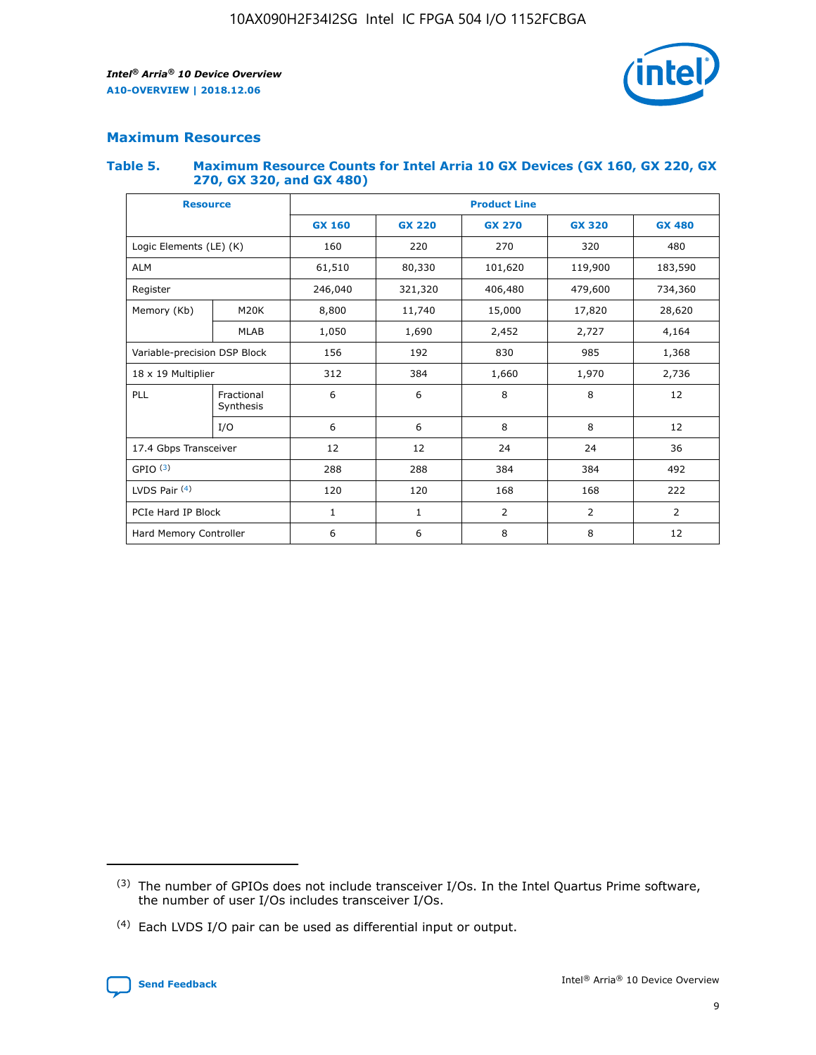## Maximum Resources

### Table 5. Maximum Resource Counts for Intel Arria 10 GX Devices (GX 160, GX 220, GX 270, GX 320, and GX 480)

| Resource | | Product Line | | | | |
|---|---|---|---|---|---|---|
| | | GX 160 | GX 220 | GX 270 | GX 320 | GX 480 |
| Logic Elements (LE) (K) | | 160 | 220 | 270 | 320 | 480 |
| ALM | | 61,510 | 80,330 | 101,620 | 119,900 | 183,590 |
| Register | | 246,040 | 321,320 | 406,480 | 479,600 | 734,360 |
| Memory (Kb) | M20K | 8,800 | 11,740 | 15,000 | 17,820 | 28,620 |
| | MLAB | 1,050 | 1,690 | 2,452 | 2,727 | 4,164 |
| Variable-precision DSP Block | | 156 | 192 | 830 | 985 | 1,368 |
| 18 x 19 Multiplier | | 312 | 384 | 1,660 | 1,970 | 2,736 |
| PLL | Fractional Synthesis | 6 | 6 | 8 | 8 | 12 |
| | I/O | 6 | 6 | 8 | 8 | 12 |
| 17.4 Gbps Transceiver | | 12 | 12 | 24 | 24 | 36 |
| GPIO [(3)] | | 288 | 288 | 384 | 384 | 492 |
| LVDS Pair [(4)] | | 120 | 120 | 168 | 168 | 222 |
| PCIe Hard IP Block | | 1 | 1 | 2 | 2 | 2 |
| Hard Memory Controller | | 6 | 6 | 8 | 8 | 12 |

(3) The number of GPIOs does not include transceiver I/Os. In the Intel Quartus Prime software, the number of user I/Os includes transceiver I/Os.

(4) Each LVDS I/O pair can be used as differential input or output.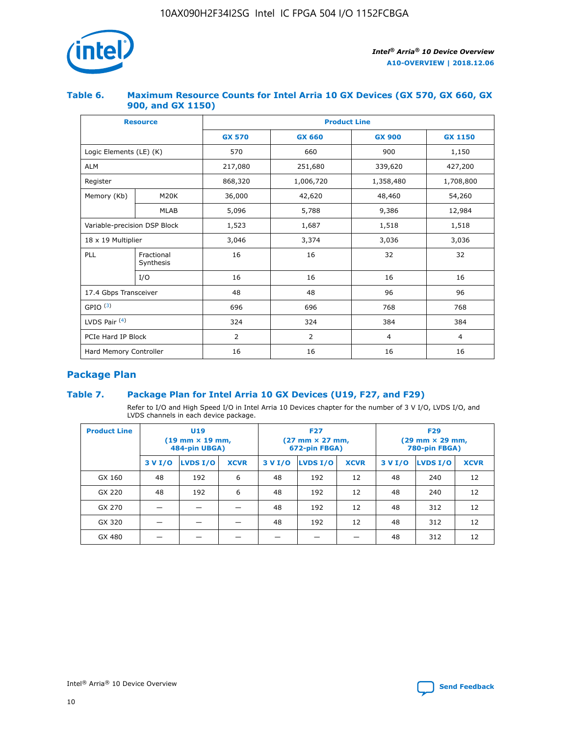### Table 6. Maximum Resource Counts for Intel Arria 10 GX Devices (GX 570, GX 660, GX 900, and GX 1150)

| Resource | | Product Line | | | |
|---|---|---|---|---|---|
| | | GX 570 | GX 660 | GX 900 | GX 1150 |
| Logic Elements (LE) (K) | | 570 | 660 | 900 | 1,150 |
| ALM | | 217,080 | 251,680 | 339,620 | 427,200 |
| Register | | 868,320 | 1,006,720 | 1,358,480 | 1,708,800 |
| Memory (Kb) | M20K | 36,000 | 42,620 | 48,460 | 54,260 |
| | MLAB | 5,096 | 5,788 | 9,386 | 12,984 |
| Variable-precision DSP Block | | 1,523 | 1,687 | 1,518 | 1,518 |
| 18 x 19 Multiplier | | 3,046 | 3,374 | 3,036 | 3,036 |
| PLL | Fractional Synthesis | 16 | 16 | 32 | 32 |
| | I/O | 16 | 16 | 16 | 16 |
| 17.4 Gbps Transceiver | | 48 | 48 | 96 | 96 |
| GPIO [(3)] | | 696 | 696 | 768 | 768 |
| LVDS Pair [(4)] | | 324 | 324 | 384 | 384 |
| PCIe Hard IP Block | | 2 | 2 | 4 | 4 |
| Hard Memory Controller | | 16 | 16 | 16 | 16 |

## Package Plan

### Table 7. Package Plan for Intel Arria 10 GX Devices (U19, F27, and F29)

Refer to I/O and High Speed I/O in Intel Arria 10 Devices chapter for the number of 3 V I/O, LVDS I/O, and LVDS channels in each device package.

| Product Line | U19 (19 mm × 19 mm, 484-pin UBGA) | | | F27 (27 mm × 27 mm, 672-pin FBGA) | | | F29 (29 mm × 29 mm, 780-pin FBGA) | | |
|---|---|---|---|---|---|---|---|---|---|
| | 3 V I/O | LVDS I/O | XCVR | 3 V I/O | LVDS I/O | XCVR | 3 V I/O | LVDS I/O | XCVR |
| GX 160 | 48 | 192 | 6 | 48 | 192 | 12 | 48 | 240 | 12 |
| GX 220 | 48 | 192 | 6 | 48 | 192 | 12 | 48 | 240 | 12 |
| GX 270 | — | — | — | 48 | 192 | 12 | 48 | 312 | 12 |
| GX 320 | — | — | — | 48 | 192 | 12 | 48 | 312 | 12 |
| GX 480 | — | — | — | — | — | — | 48 | 312 | 12 |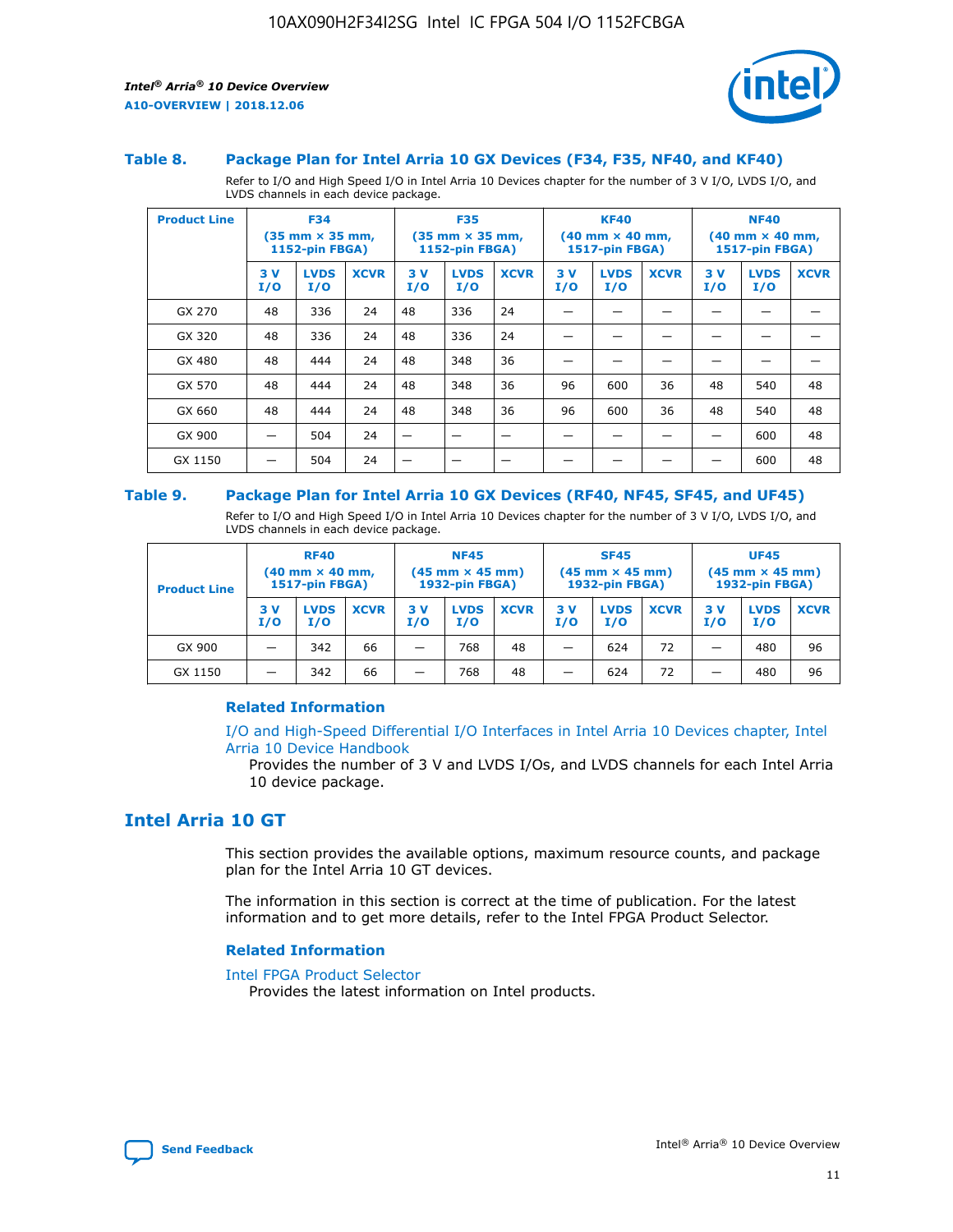### Table 8. Package Plan for Intel Arria 10 GX Devices (F34, F35, NF40, and KF40)

Refer to I/O and High Speed I/O in Intel Arria 10 Devices chapter for the number of 3 V I/O, LVDS I/O, and LVDS channels in each device package.

| Product Line | F34 (35 mm × 35 mm, 1152-pin FBGA) | | | F35 (35 mm × 35 mm, 1152-pin FBGA) | | | KF40 (40 mm × 40 mm, 1517-pin FBGA) | | | NF40 (40 mm × 40 mm, 1517-pin FBGA) | | |
|---|---|---|---|---|---|---|---|---|---|---|---|---|
| | 3 V I/O | LVDS I/O | XCVR | 3 V I/O | LVDS I/O | XCVR | 3 V I/O | LVDS I/O | XCVR | 3 V I/O | LVDS I/O | XCVR |
| GX 270 | 48 | 336 | 24 | 48 | 336 | 24 | — | — | — | — | — | — |
| GX 320 | 48 | 336 | 24 | 48 | 336 | 24 | — | — | — | — | — | — |
| GX 480 | 48 | 444 | 24 | 48 | 348 | 36 | — | — | — | — | — | — |
| GX 570 | 48 | 444 | 24 | 48 | 348 | 36 | 96 | 600 | 36 | 48 | 540 | 48 |
| GX 660 | 48 | 444 | 24 | 48 | 348 | 36 | 96 | 600 | 36 | 48 | 540 | 48 |
| GX 900 | — | 504 | 24 | — | — | — | — | — | — | — | 600 | 48 |
| GX 1150 | — | 504 | 24 | — | — | — | — | — | — | — | 600 | 48 |

### Table 9. Package Plan for Intel Arria 10 GX Devices (RF40, NF45, SF45, and UF45)

Refer to I/O and High Speed I/O in Intel Arria 10 Devices chapter for the number of 3 V I/O, LVDS I/O, and LVDS channels in each device package.

| Product Line | RF40 (40 mm × 40 mm, 1517-pin FBGA) | | | NF45 (45 mm × 45 mm) 1932-pin FBGA) | | | SF45 (45 mm × 45 mm) 1932-pin FBGA) | | | UF45 (45 mm × 45 mm) 1932-pin FBGA) | | |
|---|---|---|---|---|---|---|---|---|---|---|---|---|
| | 3 V I/O | LVDS I/O | XCVR | 3 V I/O | LVDS I/O | XCVR | 3 V I/O | LVDS I/O | XCVR | 3 V I/O | LVDS I/O | XCVR |
| GX 900 | — | 342 | 66 | — | 768 | 48 | — | 624 | 72 | — | 480 | 96 |
| GX 1150 | — | 342 | 66 | — | 768 | 48 | — | 624 | 72 | — | 480 | 96 |

#### Related Information

I/O and High-Speed Differential I/O Interfaces in Intel Arria 10 Devices chapter, Intel Arria 10 Device Handbook

Provides the number of 3 V and LVDS I/Os, and LVDS channels for each Intel Arria 10 device package.

## Intel Arria 10 GT

This section provides the available options, maximum resource counts, and package plan for the Intel Arria 10 GT devices.

The information in this section is correct at the time of publication. For the latest information and to get more details, refer to the Intel FPGA Product Selector.

#### Related Information

Intel FPGA Product Selector

Provides the latest information on Intel products.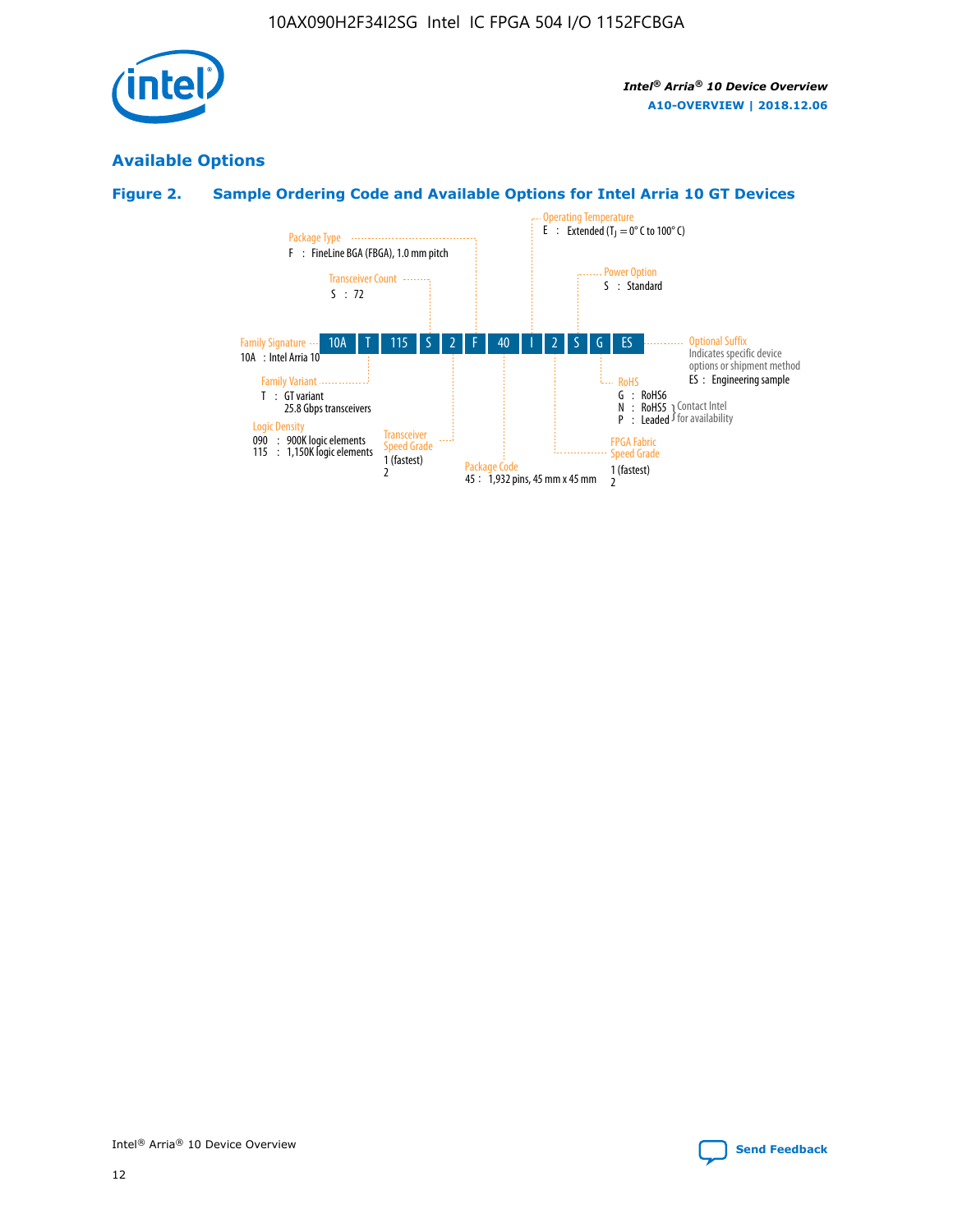## Available Options

### Figure 2. Sample Ordering Code and Available Options for Intel Arria 10 GT Devices

10A | T | 115 | S | 2 | F | 40 | I | 2 | S | G | ES

**Family Signature**
10A : Intel Arria 10

**Family Variant**
T : GT variant
25.8 Gbps transceivers

**Logic Density**
090 : 900K logic elements
115 : 1,150K logic elements

**Transceiver Count**
S : 72

**Transceiver Speed Grade**
1 (fastest)
2

**Package Type**
F : FineLine BGA (FBGA), 1.0 mm pitch

**Package Code**
45 : 1,932 pins, 45 mm x 45 mm

**Operating Temperature**
E : Extended ($T_J$ = 0° C to 100° C)

**FPGA Fabric Speed Grade**
1 (fastest)
2

**Power Option**
S : Standard

**RoHS**
G : RoHS6
N : RoHS5 } Contact Intel for availability
P : Leaded } Contact Intel for availability

**Optional Suffix**
Indicates specific device options or shipment method
ES : Engineering sample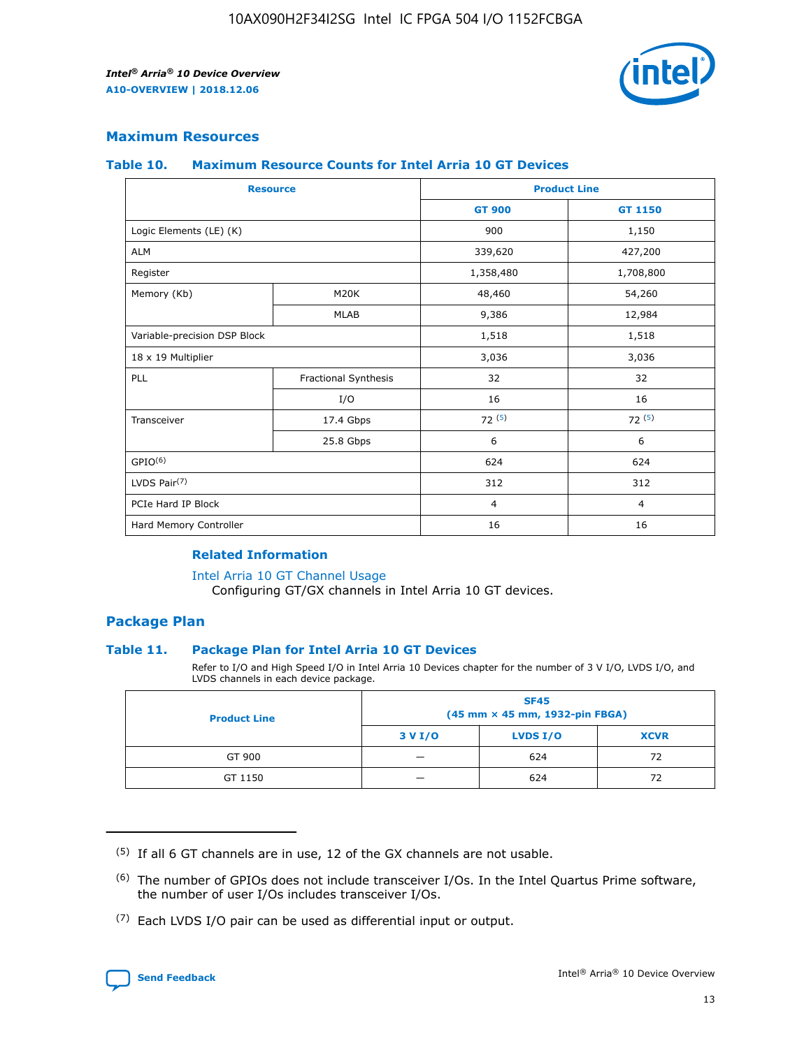## Maximum Resources

### Table 10. Maximum Resource Counts for Intel Arria 10 GT Devices

| Resource | | Product Line | |
|---|---|---|---|
| | | GT 900 | GT 1150 |
| Logic Elements (LE) (K) | | 900 | 1,150 |
| ALM | | 339,620 | 427,200 |
| Register | | 1,358,480 | 1,708,800 |
| Memory (Kb) | M20K | 48,460 | 54,260 |
| | MLAB | 9,386 | 12,984 |
| Variable-precision DSP Block | | 1,518 | 1,518 |
| 18 x 19 Multiplier | | 3,036 | 3,036 |
| PLL | Fractional Synthesis | 32 | 32 |
| | I/O | 16 | 16 |
| Transceiver | 17.4 Gbps | 72 [5] | 72 [5] |
| | 25.8 Gbps | 6 | 6 |
| GPIO[6] | | 624 | 624 |
| LVDS Pair[7] | | 312 | 312 |
| PCIe Hard IP Block | | 4 | 4 |
| Hard Memory Controller | | 16 | 16 |

#### Related Information

Intel Arria 10 GT Channel Usage
Configuring GT/GX channels in Intel Arria 10 GT devices.

## Package Plan

### Table 11. Package Plan for Intel Arria 10 GT Devices

Refer to I/O and High Speed I/O in Intel Arria 10 Devices chapter for the number of 3 V I/O, LVDS I/O, and LVDS channels in each device package.

| Product Line | SF45 (45 mm × 45 mm, 1932-pin FBGA) | | |
|---|---|---|---|
| | 3 V I/O | LVDS I/O | XCVR |
| GT 900 | — | 624 | 72 |
| GT 1150 | — | 624 | 72 |

(5) If all 6 GT channels are in use, 12 of the GX channels are not usable.

(6) The number of GPIOs does not include transceiver I/Os. In the Intel Quartus Prime software, the number of user I/Os includes transceiver I/Os.

(7) Each LVDS I/O pair can be used as differential input or output.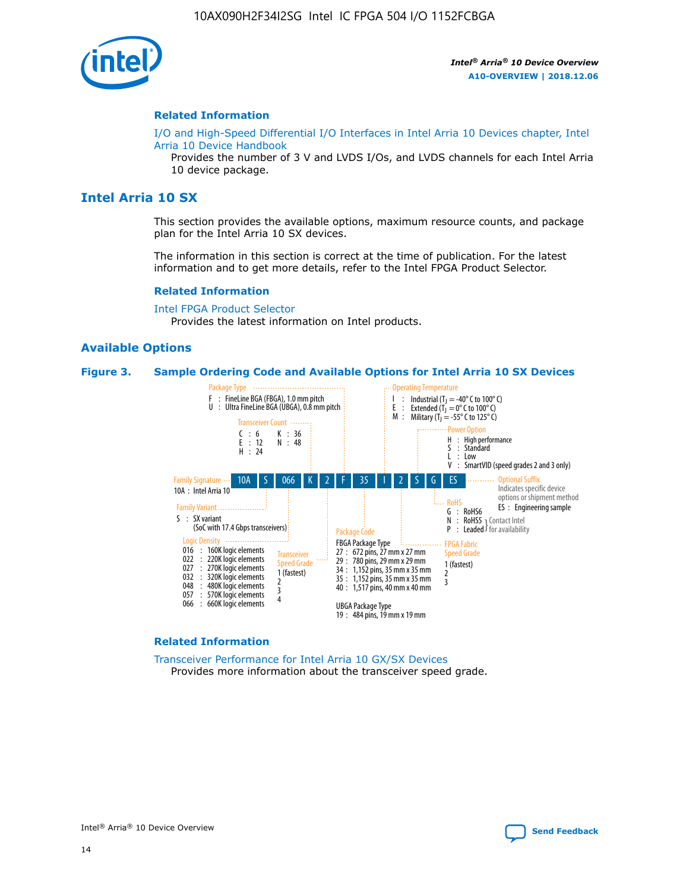## Related Information

I/O and High-Speed Differential I/O Interfaces in Intel Arria 10 Devices chapter, Intel Arria 10 Device Handbook

Provides the number of 3 V and LVDS I/Os, and LVDS channels for each Intel Arria 10 device package.

# Intel Arria 10 SX

This section provides the available options, maximum resource counts, and package plan for the Intel Arria 10 SX devices.

The information in this section is correct at the time of publication. For the latest information and to get more details, refer to the Intel FPGA Product Selector.

## Related Information

Intel FPGA Product Selector

Provides the latest information on Intel products.

## Available Options

**Figure 3. Sample Ordering Code and Available Options for Intel Arria 10 SX Devices**

Ordering code: 10A | S | 066 | K | 2 | F | 35 | I | 2 | S | G | ES

- **Family Signature**
  - 10A : Intel Arria 10
- **Family Variant**
  - S : SX variant (SoC with 17.4 Gbps transceivers)
- **Logic Density**
  - 016 : 160K logic elements
  - 022 : 220K logic elements
  - 027 : 270K logic elements
  - 032 : 320K logic elements
  - 048 : 480K logic elements
  - 057 : 570K logic elements
  - 066 : 660K logic elements
- **Transceiver Count**
  - C : 6
  - E : 12
  - H : 24
  - K : 36
  - N : 48
- **Transceiver Speed Grade**
  - 1 (fastest)
  - 2
  - 3
  - 4
- **Package Type**
  - F : FineLine BGA (FBGA), 1.0 mm pitch
  - U : Ultra FineLine BGA (UBGA), 0.8 mm pitch
- **Package Code**
  - FBGA Package Type
    - 27 : 672 pins, 27 mm x 27 mm
    - 29 : 780 pins, 29 mm x 29 mm
    - 34 : 1,152 pins, 35 mm x 35 mm
    - 35 : 1,152 pins, 35 mm x 35 mm
    - 40 : 1,517 pins, 40 mm x 40 mm
  - UBGA Package Type
    - 19 : 484 pins, 19 mm x 19 mm
- **Operating Temperature**
  - I : Industrial ($T_J$ = -40° C to 100° C)
  - E : Extended ($T_J$ = 0° C to 100° C)
  - M : Military ($T_J$ = -55° C to 125° C)
- **FPGA Fabric Speed Grade**
  - 1 (fastest)
  - 2
  - 3
- **Power Option**
  - H : High performance
  - S : Standard
  - L : Low
  - V : SmartVID (speed grades 2 and 3 only)
- **RoHS**
  - G : RoHS6
  - N : RoHS5 (Contact Intel for availability)
  - P : Leaded (Contact Intel for availability)
- **Optional Suffix**
  - Indicates specific device options or shipment method
  - ES : Engineering sample

## Related Information

Transceiver Performance for Intel Arria 10 GX/SX Devices

Provides more information about the transceiver speed grade.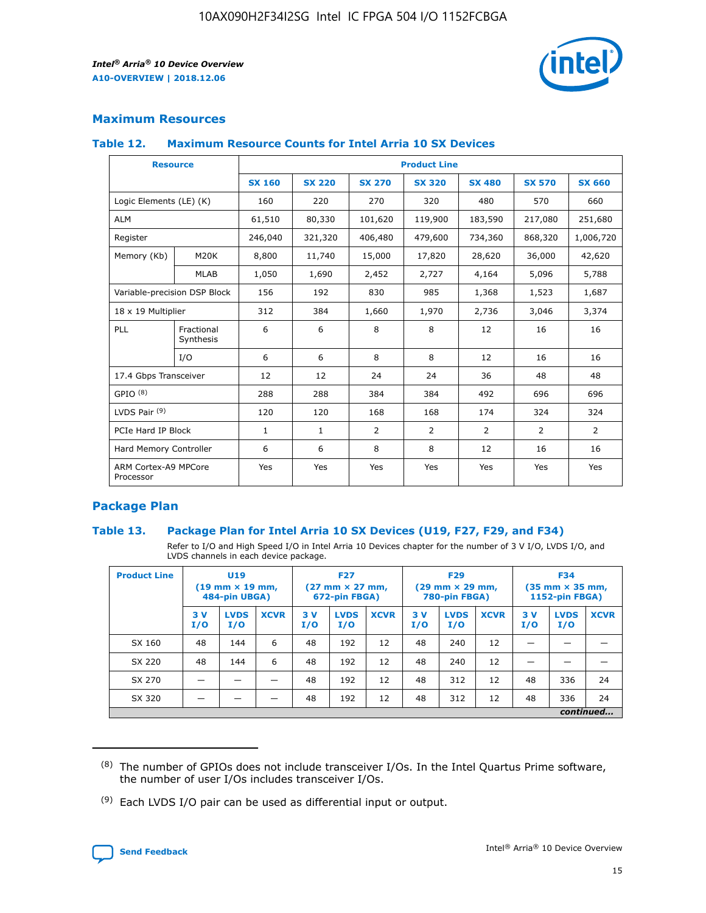## Maximum Resources

### Table 12. Maximum Resource Counts for Intel Arria 10 SX Devices

| Resource | | Product Line | | | | | | |
|---|---|---|---|---|---|---|---|---|
| | | SX 160 | SX 220 | SX 270 | SX 320 | SX 480 | SX 570 | SX 660 |
| Logic Elements (LE) (K) | | 160 | 220 | 270 | 320 | 480 | 570 | 660 |
| ALM | | 61,510 | 80,330 | 101,620 | 119,900 | 183,590 | 217,080 | 251,680 |
| Register | | 246,040 | 321,320 | 406,480 | 479,600 | 734,360 | 868,320 | 1,006,720 |
| Memory (Kb) | M20K | 8,800 | 11,740 | 15,000 | 17,820 | 28,620 | 36,000 | 42,620 |
| | MLAB | 1,050 | 1,690 | 2,452 | 2,727 | 4,164 | 5,096 | 5,788 |
| Variable-precision DSP Block | | 156 | 192 | 830 | 985 | 1,368 | 1,523 | 1,687 |
| 18 x 19 Multiplier | | 312 | 384 | 1,660 | 1,970 | 2,736 | 3,046 | 3,374 |
| PLL | Fractional Synthesis | 6 | 6 | 8 | 8 | 12 | 16 | 16 |
| | I/O | 6 | 6 | 8 | 8 | 12 | 16 | 16 |
| 17.4 Gbps Transceiver | | 12 | 12 | 24 | 24 | 36 | 48 | 48 |
| GPIO (8) | | 288 | 288 | 384 | 384 | 492 | 696 | 696 |
| LVDS Pair (9) | | 120 | 120 | 168 | 168 | 174 | 324 | 324 |
| PCIe Hard IP Block | | 1 | 1 | 2 | 2 | 2 | 2 | 2 |
| Hard Memory Controller | | 6 | 6 | 8 | 8 | 12 | 16 | 16 |
| ARM Cortex-A9 MPCore Processor | | Yes | Yes | Yes | Yes | Yes | Yes | Yes |

## Package Plan

### Table 13. Package Plan for Intel Arria 10 SX Devices (U19, F27, F29, and F34)

Refer to I/O and High Speed I/O in Intel Arria 10 Devices chapter for the number of 3 V I/O, LVDS I/O, and LVDS channels in each device package.

| Product Line | U19 (19 mm × 19 mm, 484-pin UBGA) | | | F27 (27 mm × 27 mm, 672-pin FBGA) | | | F29 (29 mm × 29 mm, 780-pin FBGA) | | | F34 (35 mm × 35 mm, 1152-pin FBGA) | | |
|---|---|---|---|---|---|---|---|---|---|---|---|---|
| | 3 V I/O | LVDS I/O | XCVR | 3 V I/O | LVDS I/O | XCVR | 3 V I/O | LVDS I/O | XCVR | 3 V I/O | LVDS I/O | XCVR |
| SX 160 | 48 | 144 | 6 | 48 | 192 | 12 | 48 | 240 | 12 | — | — | — |
| SX 220 | 48 | 144 | 6 | 48 | 192 | 12 | 48 | 240 | 12 | — | — | — |
| SX 270 | — | — | — | 48 | 192 | 12 | 48 | 312 | 12 | 48 | 336 | 24 |
| SX 320 | — | — | — | 48 | 192 | 12 | 48 | 312 | 12 | 48 | 336 | 24 |

*continued...*

(8) The number of GPIOs does not include transceiver I/Os. In the Intel Quartus Prime software, the number of user I/Os includes transceiver I/Os.

(9) Each LVDS I/O pair can be used as differential input or output.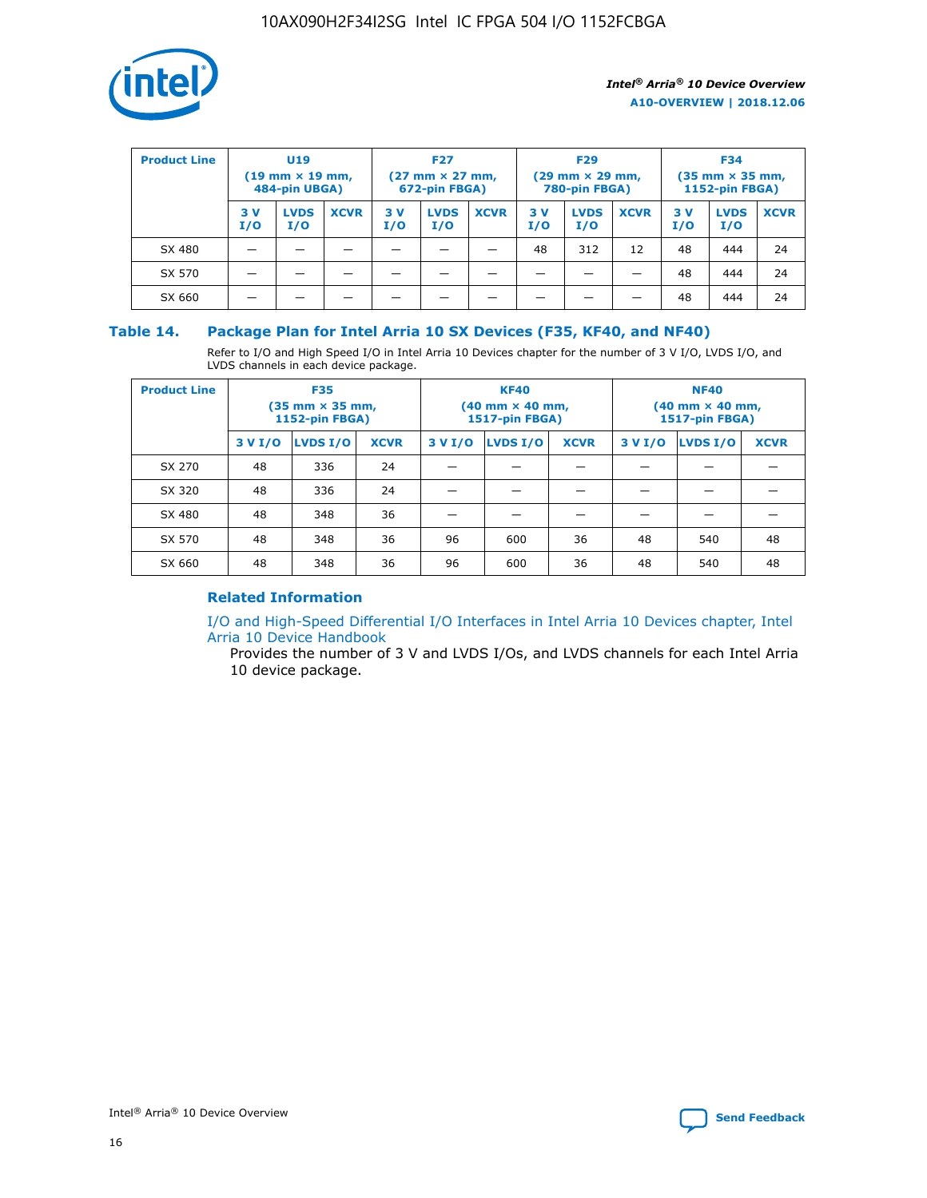| Product Line | U19 (19 mm × 19 mm, 484-pin UBGA) | | | F27 (27 mm × 27 mm, 672-pin FBGA) | | | F29 (29 mm × 29 mm, 780-pin FBGA) | | | F34 (35 mm × 35 mm, 1152-pin FBGA) | | |
|---|---|---|---|---|---|---|---|---|---|---|---|---|
| | 3 V I/O | LVDS I/O | XCVR | 3 V I/O | LVDS I/O | XCVR | 3 V I/O | LVDS I/O | XCVR | 3 V I/O | LVDS I/O | XCVR |
| SX 480 | — | — | — | — | — | — | 48 | 312 | 12 | 48 | 444 | 24 |
| SX 570 | — | — | — | — | — | — | — | — | — | 48 | 444 | 24 |
| SX 660 | — | — | — | — | — | — | — | — | — | 48 | 444 | 24 |

## Table 14. Package Plan for Intel Arria 10 SX Devices (F35, KF40, and NF40)

Refer to I/O and High Speed I/O in Intel Arria 10 Devices chapter for the number of 3 V I/O, LVDS I/O, and LVDS channels in each device package.

| Product Line | F35 (35 mm × 35 mm, 1152-pin FBGA) | | | KF40 (40 mm × 40 mm, 1517-pin FBGA) | | | NF40 (40 mm × 40 mm, 1517-pin FBGA) | | |
|---|---|---|---|---|---|---|---|---|---|
| | 3 V I/O | LVDS I/O | XCVR | 3 V I/O | LVDS I/O | XCVR | 3 V I/O | LVDS I/O | XCVR |
| SX 270 | 48 | 336 | 24 | — | — | — | — | — | — |
| SX 320 | 48 | 336 | 24 | — | — | — | — | — | — |
| SX 480 | 48 | 348 | 36 | — | — | — | — | — | — |
| SX 570 | 48 | 348 | 36 | 96 | 600 | 36 | 48 | 540 | 48 |
| SX 660 | 48 | 348 | 36 | 96 | 600 | 36 | 48 | 540 | 48 |

### Related Information

I/O and High-Speed Differential I/O Interfaces in Intel Arria 10 Devices chapter, Intel Arria 10 Device Handbook

Provides the number of 3 V and LVDS I/Os, and LVDS channels for each Intel Arria 10 device package.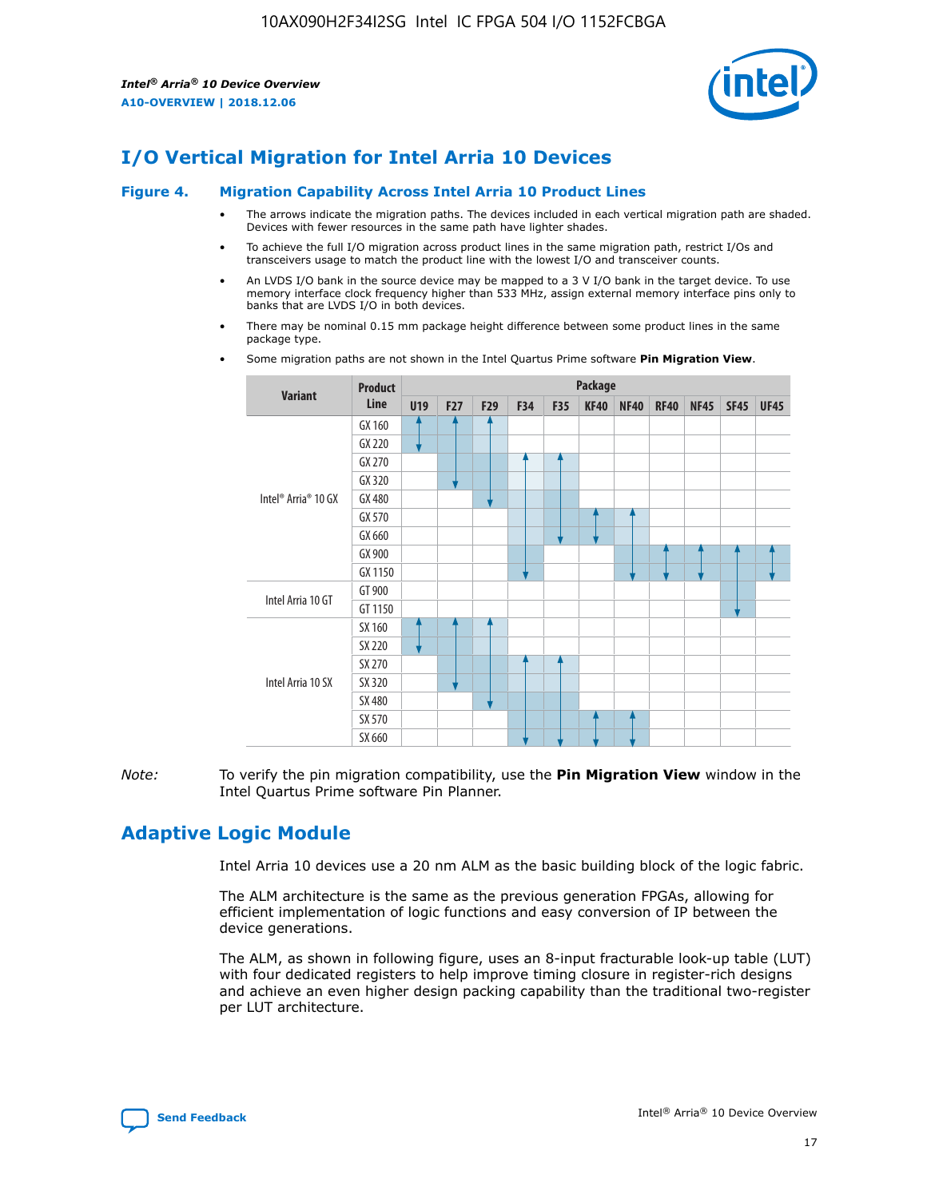# I/O Vertical Migration for Intel Arria 10 Devices

**Figure 4. Migration Capability Across Intel Arria 10 Product Lines**

- The arrows indicate the migration paths. The devices included in each vertical migration path are shaded. Devices with fewer resources in the same path have lighter shades.
- To achieve the full I/O migration across product lines in the same migration path, restrict I/Os and transceivers usage to match the product line with the lowest I/O and transceiver counts.
- An LVDS I/O bank in the source device may be mapped to a 3 V I/O bank in the target device. To use memory interface clock frequency higher than 533 MHz, assign external memory interface pins only to banks that are LVDS I/O in both devices.
- There may be nominal 0.15 mm package height difference between some product lines in the same package type.
- Some migration paths are not shown in the Intel Quartus Prime software **Pin Migration View**.

| Variant | Product Line | U19 | F27 | F29 | F34 | F35 | KF40 | NF40 | RF40 | NF45 | SF45 | UF45 |
|---|---|---|---|---|---|---|---|---|---|---|---|---|
| Intel® Arria® 10 GX | GX 160 | | | | | | | | | | | |
| | GX 220 | | | | | | | | | | | |
| | GX 270 | | | | | | | | | | | |
| | GX 320 | | | | | | | | | | | |
| | GX 480 | | | | | | | | | | | |
| | GX 570 | | | | | | | | | | | |
| | GX 660 | | | | | | | | | | | |
| | GX 900 | | | | | | | | | | | |
| | GX 1150 | | | | | | | | | | | |
| Intel Arria 10 GT | GT 900 | | | | | | | | | | | |
| | GT 1150 | | | | | | | | | | | |
| Intel Arria 10 SX | SX 160 | | | | | | | | | | | |
| | SX 220 | | | | | | | | | | | |
| | SX 270 | | | | | | | | | | | |
| | SX 320 | | | | | | | | | | | |
| | SX 480 | | | | | | | | | | | |
| | SX 570 | | | | | | | | | | | |
| | SX 660 | | | | | | | | | | | |

*Note:* To verify the pin migration compatibility, use the **Pin Migration View** window in the Intel Quartus Prime software Pin Planner.

# Adaptive Logic Module

Intel Arria 10 devices use a 20 nm ALM as the basic building block of the logic fabric.

The ALM architecture is the same as the previous generation FPGAs, allowing for efficient implementation of logic functions and easy conversion of IP between the device generations.

The ALM, as shown in following figure, uses an 8-input fracturable look-up table (LUT) with four dedicated registers to help improve timing closure in register-rich designs and achieve an even higher design packing capability than the traditional two-register per LUT architecture.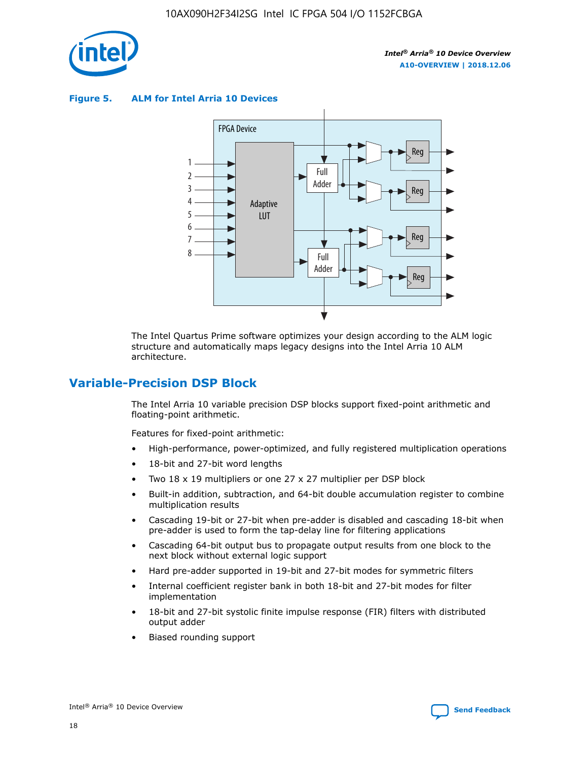**Figure 5. ALM for Intel Arria 10 Devices**

The Intel Quartus Prime software optimizes your design according to the ALM logic structure and automatically maps legacy designs into the Intel Arria 10 ALM architecture.

## Variable-Precision DSP Block

The Intel Arria 10 variable precision DSP blocks support fixed-point arithmetic and floating-point arithmetic.

Features for fixed-point arithmetic:

- High-performance, power-optimized, and fully registered multiplication operations
- 18-bit and 27-bit word lengths
- Two 18 x 19 multipliers or one 27 x 27 multiplier per DSP block
- Built-in addition, subtraction, and 64-bit double accumulation register to combine multiplication results
- Cascading 19-bit or 27-bit when pre-adder is disabled and cascading 18-bit when pre-adder is used to form the tap-delay line for filtering applications
- Cascading 64-bit output bus to propagate output results from one block to the next block without external logic support
- Hard pre-adder supported in 19-bit and 27-bit modes for symmetric filters
- Internal coefficient register bank in both 18-bit and 27-bit modes for filter implementation
- 18-bit and 27-bit systolic finite impulse response (FIR) filters with distributed output adder
- Biased rounding support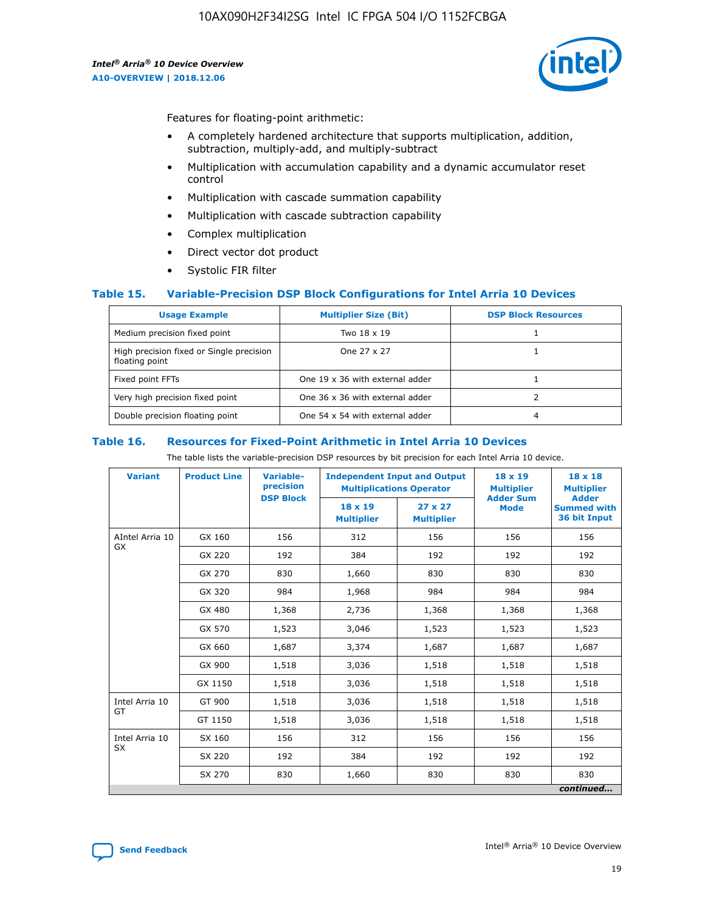Features for floating-point arithmetic:

- A completely hardened architecture that supports multiplication, addition, subtraction, multiply-add, and multiply-subtract
- Multiplication with accumulation capability and a dynamic accumulator reset control
- Multiplication with cascade summation capability
- Multiplication with cascade subtraction capability
- Complex multiplication
- Direct vector dot product
- Systolic FIR filter

### Table 15. Variable-Precision DSP Block Configurations for Intel Arria 10 Devices

| Usage Example | Multiplier Size (Bit) | DSP Block Resources |
|---|---|---|
| Medium precision fixed point | Two 18 x 19 | 1 |
| High precision fixed or Single precision floating point | One 27 x 27 | 1 |
| Fixed point FFTs | One 19 x 36 with external adder | 1 |
| Very high precision fixed point | One 36 x 36 with external adder | 2 |
| Double precision floating point | One 54 x 54 with external adder | 4 |

### Table 16. Resources for Fixed-Point Arithmetic in Intel Arria 10 Devices

The table lists the variable-precision DSP resources by bit precision for each Intel Arria 10 device.

| Variant | Product Line | Variable-precision DSP Block | Independent Input and Output Multiplications Operator | | 18 x 19 Multiplier Adder Sum Mode | 18 x 18 Multiplier Adder Summed with 36 bit Input |
|---|---|---|---|---|---|---|
| | | | 18 x 19 Multiplier | 27 x 27 Multiplier | | |
| AIntel Arria 10 GX | GX 160 | 156 | 312 | 156 | 156 | 156 |
| | GX 220 | 192 | 384 | 192 | 192 | 192 |
| | GX 270 | 830 | 1,660 | 830 | 830 | 830 |
| | GX 320 | 984 | 1,968 | 984 | 984 | 984 |
| | GX 480 | 1,368 | 2,736 | 1,368 | 1,368 | 1,368 |
| | GX 570 | 1,523 | 3,046 | 1,523 | 1,523 | 1,523 |
| | GX 660 | 1,687 | 3,374 | 1,687 | 1,687 | 1,687 |
| | GX 900 | 1,518 | 3,036 | 1,518 | 1,518 | 1,518 |
| | GX 1150 | 1,518 | 3,036 | 1,518 | 1,518 | 1,518 |
| Intel Arria 10 GT | GT 900 | 1,518 | 3,036 | 1,518 | 1,518 | 1,518 |
| | GT 1150 | 1,518 | 3,036 | 1,518 | 1,518 | 1,518 |
| Intel Arria 10 SX | SX 160 | 156 | 312 | 156 | 156 | 156 |
| | SX 220 | 192 | 384 | 192 | 192 | 192 |
| | SX 270 | 830 | 1,660 | 830 | 830 | 830 |

*continued...*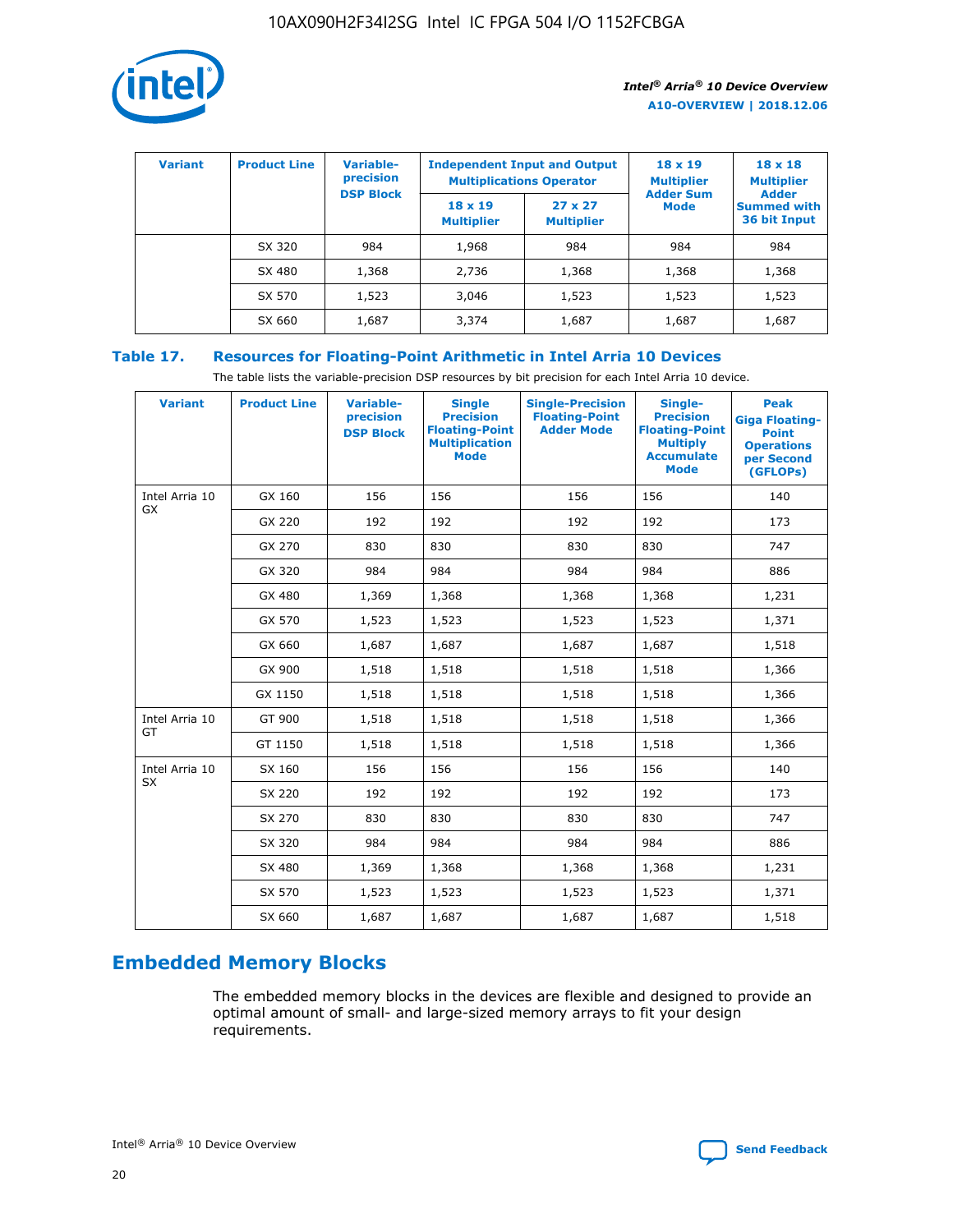| Variant | Product Line | Variable-precision DSP Block | Independent Input and Output Multiplications Operator | | 18 x 19 Multiplier Adder Sum Mode | 18 x 18 Multiplier Adder Summed with 36 bit Input |
|---|---|---|---|---|---|---|
| | | | 18 x 19 Multiplier | 27 x 27 Multiplier | | |
| | SX 320 | 984 | 1,968 | 984 | 984 | 984 |
| | SX 480 | 1,368 | 2,736 | 1,368 | 1,368 | 1,368 |
| | SX 570 | 1,523 | 3,046 | 1,523 | 1,523 | 1,523 |
| | SX 660 | 1,687 | 3,374 | 1,687 | 1,687 | 1,687 |

**Table 17. Resources for Floating-Point Arithmetic in Intel Arria 10 Devices**

The table lists the variable-precision DSP resources by bit precision for each Intel Arria 10 device.

| Variant | Product Line | Variable-precision DSP Block | Single Precision Floating-Point Multiplication Mode | Single-Precision Floating-Point Adder Mode | Single-Precision Floating-Point Multiply Accumulate Mode | Peak Giga Floating-Point Operations per Second (GFLOPs) |
|---|---|---|---|---|---|---|
| Intel Arria 10 GX | GX 160 | 156 | 156 | 156 | 156 | 140 |
| | GX 220 | 192 | 192 | 192 | 192 | 173 |
| | GX 270 | 830 | 830 | 830 | 830 | 747 |
| | GX 320 | 984 | 984 | 984 | 984 | 886 |
| | GX 480 | 1,369 | 1,368 | 1,368 | 1,368 | 1,231 |
| | GX 570 | 1,523 | 1,523 | 1,523 | 1,523 | 1,371 |
| | GX 660 | 1,687 | 1,687 | 1,687 | 1,687 | 1,518 |
| | GX 900 | 1,518 | 1,518 | 1,518 | 1,518 | 1,366 |
| | GX 1150 | 1,518 | 1,518 | 1,518 | 1,518 | 1,366 |
| Intel Arria 10 GT | GT 900 | 1,518 | 1,518 | 1,518 | 1,518 | 1,366 |
| | GT 1150 | 1,518 | 1,518 | 1,518 | 1,518 | 1,366 |
| Intel Arria 10 SX | SX 160 | 156 | 156 | 156 | 156 | 140 |
| | SX 220 | 192 | 192 | 192 | 192 | 173 |
| | SX 270 | 830 | 830 | 830 | 830 | 747 |
| | SX 320 | 984 | 984 | 984 | 984 | 886 |
| | SX 480 | 1,369 | 1,368 | 1,368 | 1,368 | 1,231 |
| | SX 570 | 1,523 | 1,523 | 1,523 | 1,523 | 1,371 |
| | SX 660 | 1,687 | 1,687 | 1,687 | 1,687 | 1,518 |

## Embedded Memory Blocks

The embedded memory blocks in the devices are flexible and designed to provide an optimal amount of small- and large-sized memory arrays to fit your design requirements.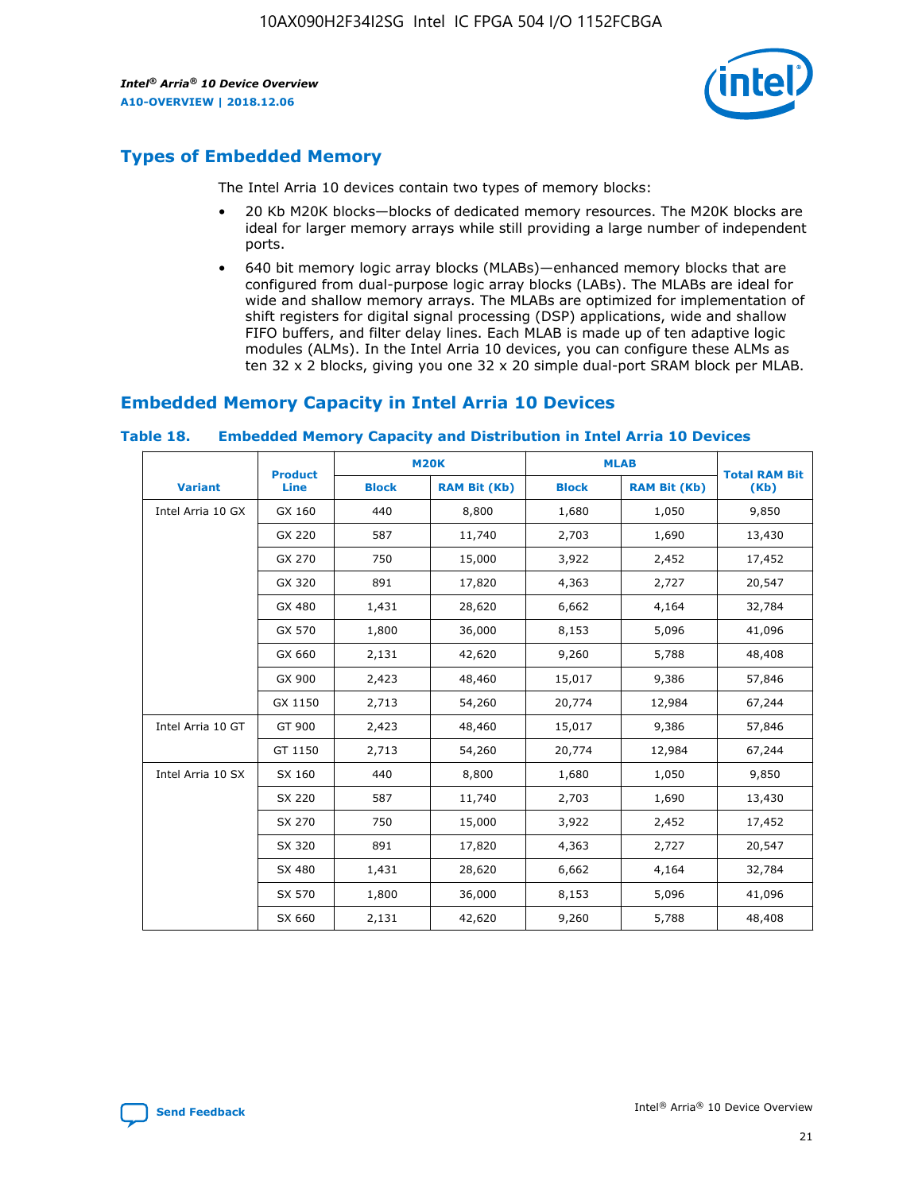## Types of Embedded Memory

The Intel Arria 10 devices contain two types of memory blocks:

- 20 Kb M20K blocks—blocks of dedicated memory resources. The M20K blocks are ideal for larger memory arrays while still providing a large number of independent ports.
- 640 bit memory logic array blocks (MLABs)—enhanced memory blocks that are configured from dual-purpose logic array blocks (LABs). The MLABs are ideal for wide and shallow memory arrays. The MLABs are optimized for implementation of shift registers for digital signal processing (DSP) applications, wide and shallow FIFO buffers, and filter delay lines. Each MLAB is made up of ten adaptive logic modules (ALMs). In the Intel Arria 10 devices, you can configure these ALMs as ten 32 x 2 blocks, giving you one 32 x 20 simple dual-port SRAM block per MLAB.

## Embedded Memory Capacity in Intel Arria 10 Devices

**Table 18. Embedded Memory Capacity and Distribution in Intel Arria 10 Devices**

| Variant | Product Line | M20K | | MLAB | | Total RAM Bit (Kb) |
|---|---|---|---|---|---|---|
| | | Block | RAM Bit (Kb) | Block | RAM Bit (Kb) | |
| Intel Arria 10 GX | GX 160 | 440 | 8,800 | 1,680 | 1,050 | 9,850 |
| | GX 220 | 587 | 11,740 | 2,703 | 1,690 | 13,430 |
| | GX 270 | 750 | 15,000 | 3,922 | 2,452 | 17,452 |
| | GX 320 | 891 | 17,820 | 4,363 | 2,727 | 20,547 |
| | GX 480 | 1,431 | 28,620 | 6,662 | 4,164 | 32,784 |
| | GX 570 | 1,800 | 36,000 | 8,153 | 5,096 | 41,096 |
| | GX 660 | 2,131 | 42,620 | 9,260 | 5,788 | 48,408 |
| | GX 900 | 2,423 | 48,460 | 15,017 | 9,386 | 57,846 |
| | GX 1150 | 2,713 | 54,260 | 20,774 | 12,984 | 67,244 |
| Intel Arria 10 GT | GT 900 | 2,423 | 48,460 | 15,017 | 9,386 | 57,846 |
| | GT 1150 | 2,713 | 54,260 | 20,774 | 12,984 | 67,244 |
| Intel Arria 10 SX | SX 160 | 440 | 8,800 | 1,680 | 1,050 | 9,850 |
| | SX 220 | 587 | 11,740 | 2,703 | 1,690 | 13,430 |
| | SX 270 | 750 | 15,000 | 3,922 | 2,452 | 17,452 |
| | SX 320 | 891 | 17,820 | 4,363 | 2,727 | 20,547 |
| | SX 480 | 1,431 | 28,620 | 6,662 | 4,164 | 32,784 |
| | SX 570 | 1,800 | 36,000 | 8,153 | 5,096 | 41,096 |
| | SX 660 | 2,131 | 42,620 | 9,260 | 5,788 | 48,408 |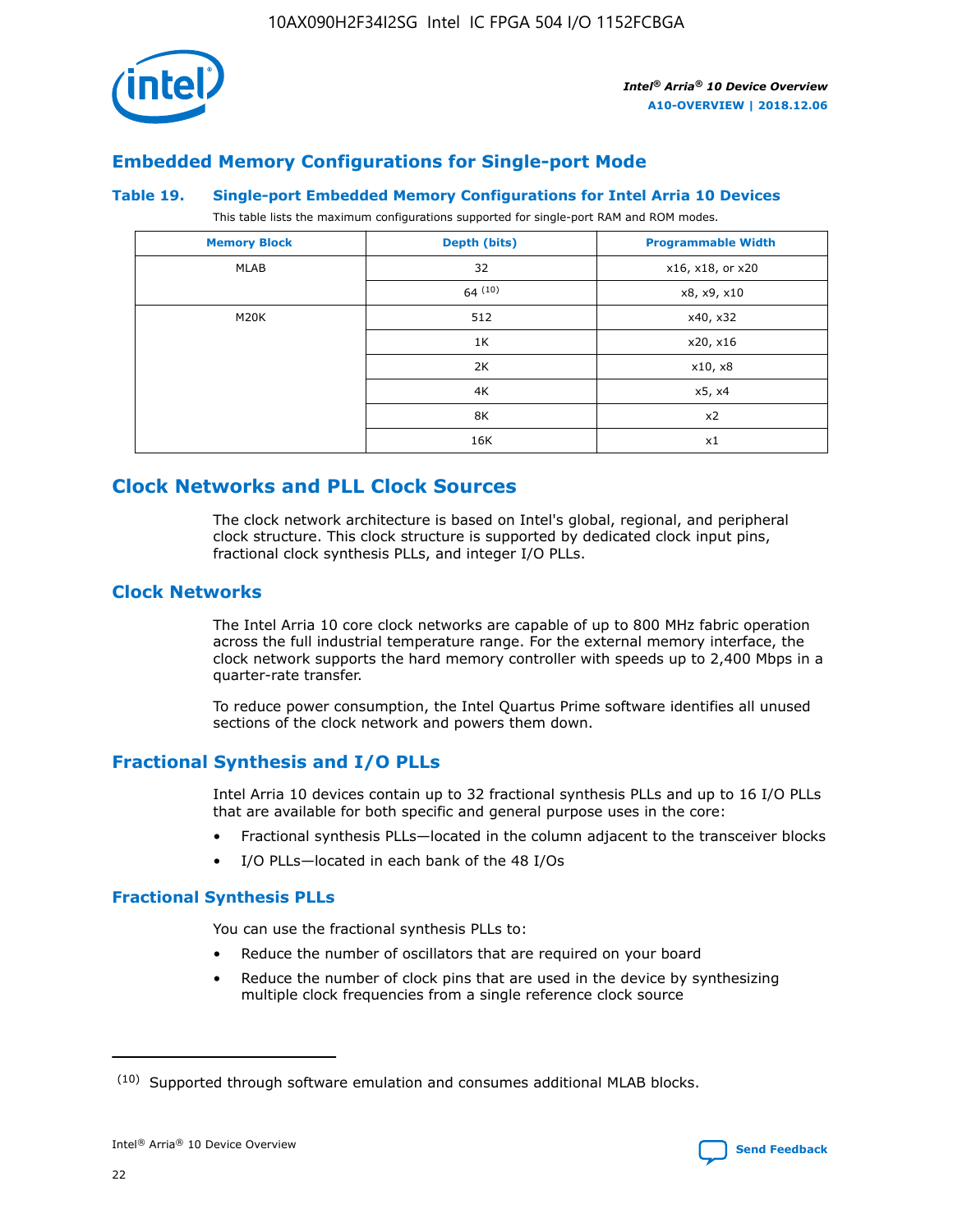## Embedded Memory Configurations for Single-port Mode

**Table 19. Single-port Embedded Memory Configurations for Intel Arria 10 Devices**

This table lists the maximum configurations supported for single-port RAM and ROM modes.

| Memory Block | Depth (bits) | Programmable Width |
|---|---|---|
| MLAB | 32 | x16, x18, or x20 |
| | 64 (10) | x8, x9, x10 |
| M20K | 512 | x40, x32 |
| | 1K | x20, x16 |
| | 2K | x10, x8 |
| | 4K | x5, x4 |
| | 8K | x2 |
| | 16K | x1 |

# Clock Networks and PLL Clock Sources

The clock network architecture is based on Intel's global, regional, and peripheral clock structure. This clock structure is supported by dedicated clock input pins, fractional clock synthesis PLLs, and integer I/O PLLs.

## Clock Networks

The Intel Arria 10 core clock networks are capable of up to 800 MHz fabric operation across the full industrial temperature range. For the external memory interface, the clock network supports the hard memory controller with speeds up to 2,400 Mbps in a quarter-rate transfer.

To reduce power consumption, the Intel Quartus Prime software identifies all unused sections of the clock network and powers them down.

## Fractional Synthesis and I/O PLLs

Intel Arria 10 devices contain up to 32 fractional synthesis PLLs and up to 16 I/O PLLs that are available for both specific and general purpose uses in the core:

- Fractional synthesis PLLs—located in the column adjacent to the transceiver blocks
- I/O PLLs—located in each bank of the 48 I/Os

### Fractional Synthesis PLLs

You can use the fractional synthesis PLLs to:

- Reduce the number of oscillators that are required on your board
- Reduce the number of clock pins that are used in the device by synthesizing multiple clock frequencies from a single reference clock source

(10) Supported through software emulation and consumes additional MLAB blocks.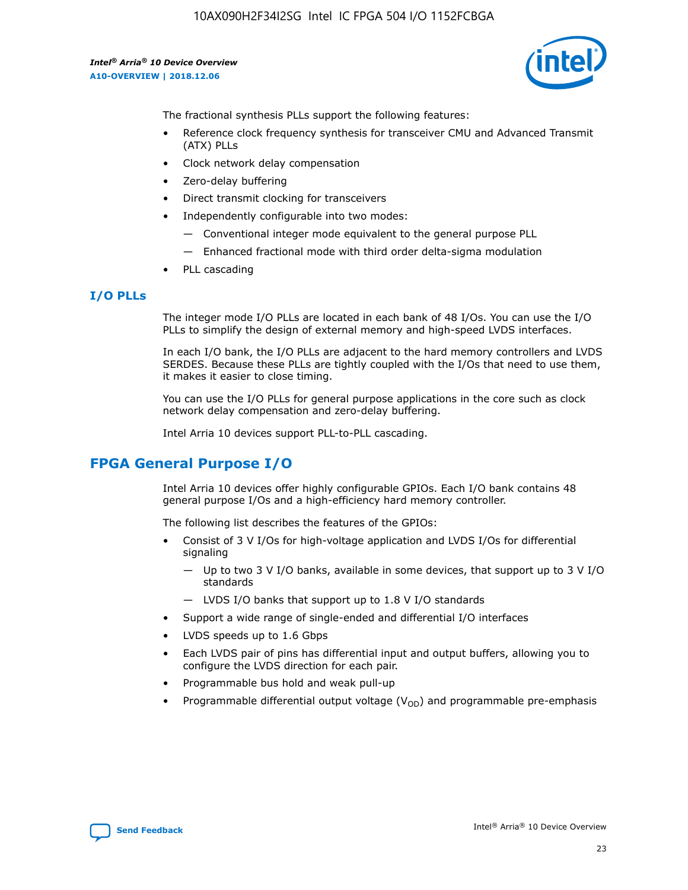The fractional synthesis PLLs support the following features:

- Reference clock frequency synthesis for transceiver CMU and Advanced Transmit (ATX) PLLs
- Clock network delay compensation
- Zero-delay buffering
- Direct transmit clocking for transceivers
- Independently configurable into two modes:
  - — Conventional integer mode equivalent to the general purpose PLL
  - — Enhanced fractional mode with third order delta-sigma modulation
- PLL cascading

### I/O PLLs

The integer mode I/O PLLs are located in each bank of 48 I/Os. You can use the I/O PLLs to simplify the design of external memory and high-speed LVDS interfaces.

In each I/O bank, the I/O PLLs are adjacent to the hard memory controllers and LVDS SERDES. Because these PLLs are tightly coupled with the I/Os that need to use them, it makes it easier to close timing.

You can use the I/O PLLs for general purpose applications in the core such as clock network delay compensation and zero-delay buffering.

Intel Arria 10 devices support PLL-to-PLL cascading.

## FPGA General Purpose I/O

Intel Arria 10 devices offer highly configurable GPIOs. Each I/O bank contains 48 general purpose I/Os and a high-efficiency hard memory controller.

The following list describes the features of the GPIOs:

- Consist of 3 V I/Os for high-voltage application and LVDS I/Os for differential signaling
  - — Up to two 3 V I/O banks, available in some devices, that support up to 3 V I/O standards
  - — LVDS I/O banks that support up to 1.8 V I/O standards
- Support a wide range of single-ended and differential I/O interfaces
- LVDS speeds up to 1.6 Gbps
- Each LVDS pair of pins has differential input and output buffers, allowing you to configure the LVDS direction for each pair.
- Programmable bus hold and weak pull-up
- Programmable differential output voltage ($V_{OD}$) and programmable pre-emphasis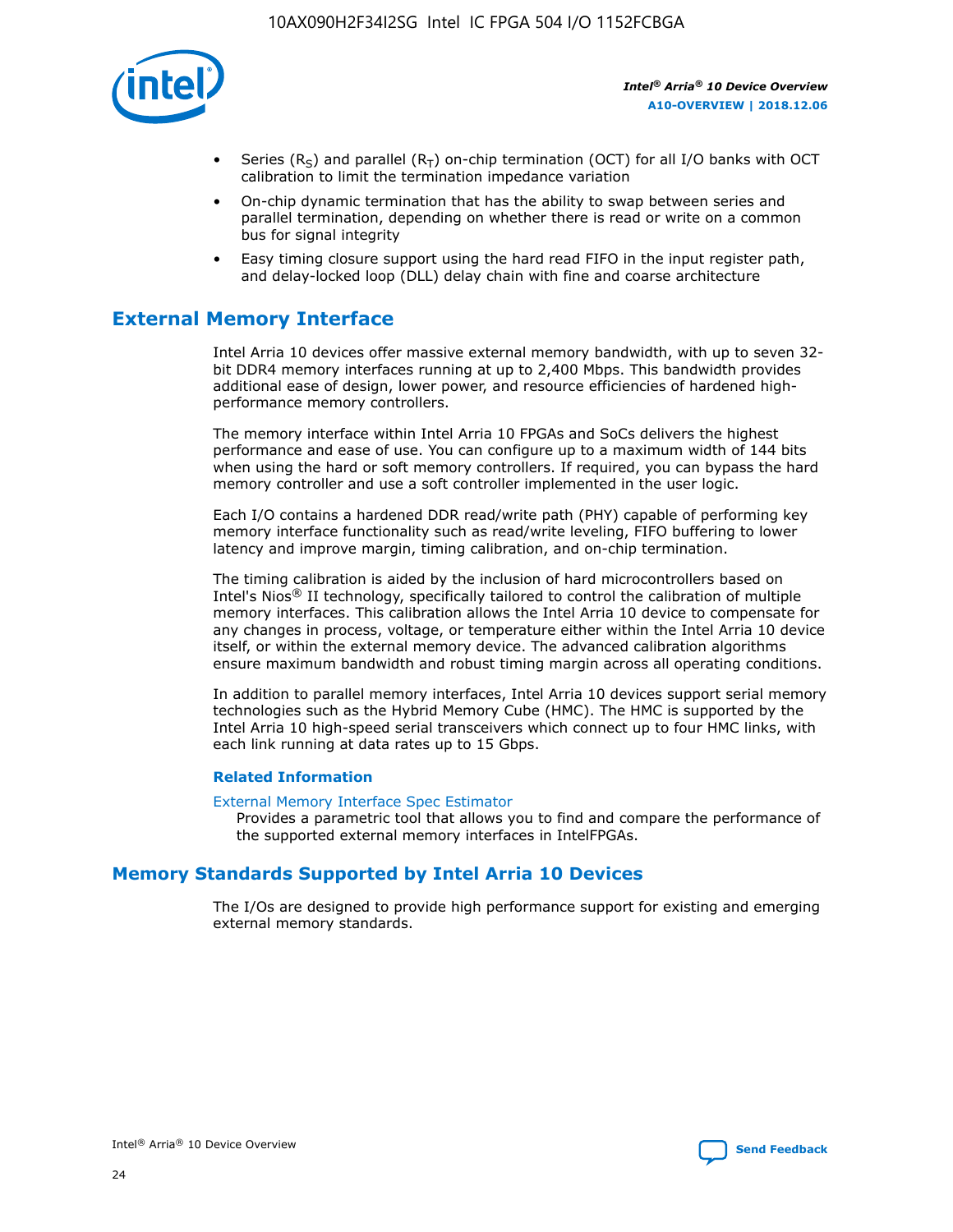- Series ($R_S$) and parallel ($R_T$) on-chip termination (OCT) for all I/O banks with OCT calibration to limit the termination impedance variation
- On-chip dynamic termination that has the ability to swap between series and parallel termination, depending on whether there is read or write on a common bus for signal integrity
- Easy timing closure support using the hard read FIFO in the input register path, and delay-locked loop (DLL) delay chain with fine and coarse architecture

## External Memory Interface

Intel Arria 10 devices offer massive external memory bandwidth, with up to seven 32-bit DDR4 memory interfaces running at up to 2,400 Mbps. This bandwidth provides additional ease of design, lower power, and resource efficiencies of hardened high-performance memory controllers.

The memory interface within Intel Arria 10 FPGAs and SoCs delivers the highest performance and ease of use. You can configure up to a maximum width of 144 bits when using the hard or soft memory controllers. If required, you can bypass the hard memory controller and use a soft controller implemented in the user logic.

Each I/O contains a hardened DDR read/write path (PHY) capable of performing key memory interface functionality such as read/write leveling, FIFO buffering to lower latency and improve margin, timing calibration, and on-chip termination.

The timing calibration is aided by the inclusion of hard microcontrollers based on Intel's Nios® II technology, specifically tailored to control the calibration of multiple memory interfaces. This calibration allows the Intel Arria 10 device to compensate for any changes in process, voltage, or temperature either within the Intel Arria 10 device itself, or within the external memory device. The advanced calibration algorithms ensure maximum bandwidth and robust timing margin across all operating conditions.

In addition to parallel memory interfaces, Intel Arria 10 devices support serial memory technologies such as the Hybrid Memory Cube (HMC). The HMC is supported by the Intel Arria 10 high-speed serial transceivers which connect up to four HMC links, with each link running at data rates up to 15 Gbps.

### Related Information

External Memory Interface Spec Estimator
Provides a parametric tool that allows you to find and compare the performance of the supported external memory interfaces in IntelFPGAs.

## Memory Standards Supported by Intel Arria 10 Devices

The I/Os are designed to provide high performance support for existing and emerging external memory standards.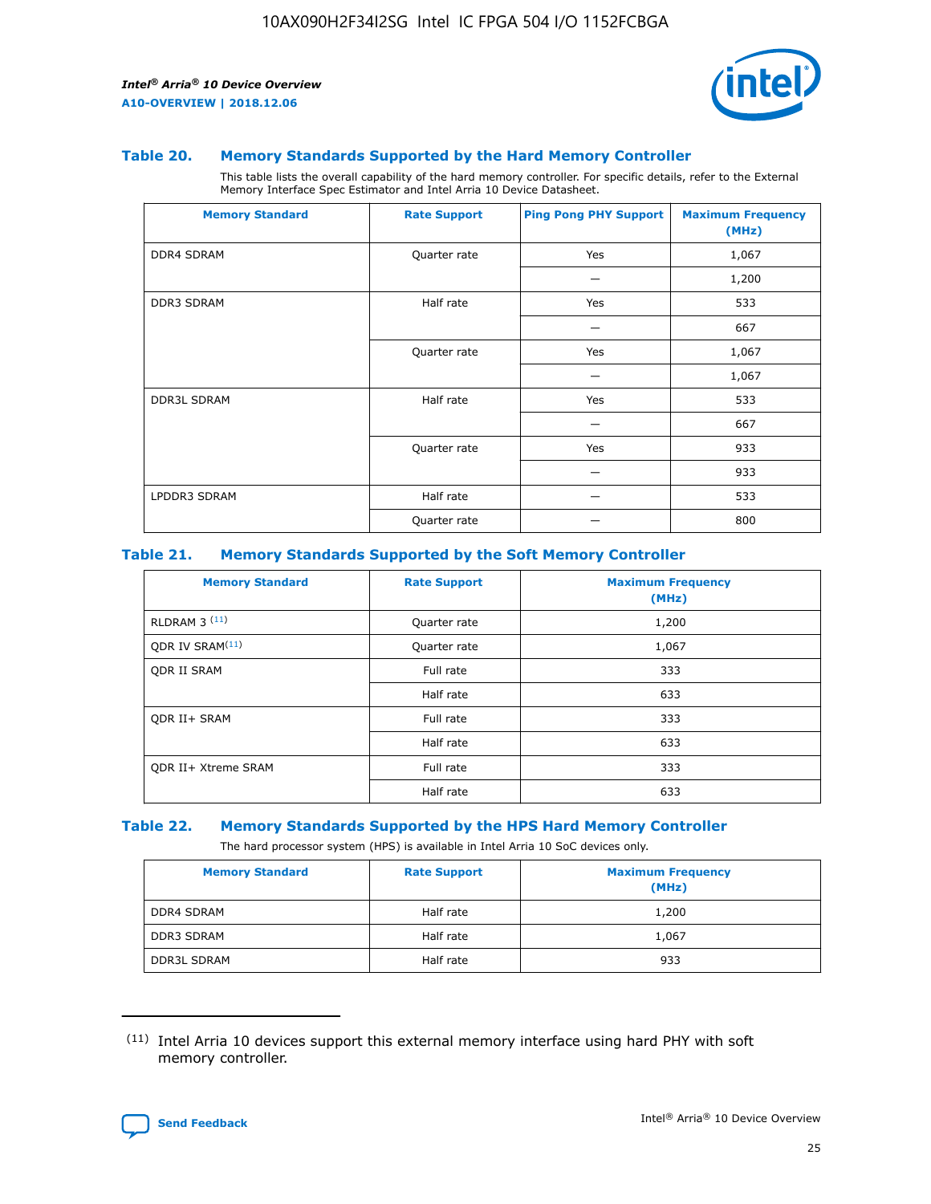### Table 20. Memory Standards Supported by the Hard Memory Controller

This table lists the overall capability of the hard memory controller. For specific details, refer to the External Memory Interface Spec Estimator and Intel Arria 10 Device Datasheet.

| Memory Standard | Rate Support | Ping Pong PHY Support | Maximum Frequency (MHz) |
|---|---|---|---|
| DDR4 SDRAM | Quarter rate | Yes | 1,067 |
| | | — | 1,200 |
| DDR3 SDRAM | Half rate | Yes | 533 |
| | | — | 667 |
| | Quarter rate | Yes | 1,067 |
| | | — | 1,067 |
| DDR3L SDRAM | Half rate | Yes | 533 |
| | | — | 667 |
| | Quarter rate | Yes | 933 |
| | | — | 933 |
| LPDDR3 SDRAM | Half rate | — | 533 |
| | Quarter rate | — | 800 |

### Table 21. Memory Standards Supported by the Soft Memory Controller

| Memory Standard | Rate Support | Maximum Frequency (MHz) |
|---|---|---|
| RLDRAM 3 [(11)] | Quarter rate | 1,200 |
| QDR IV SRAM[(11)] | Quarter rate | 1,067 |
| QDR II SRAM | Full rate | 333 |
| | Half rate | 633 |
| QDR II+ SRAM | Full rate | 333 |
| | Half rate | 633 |
| QDR II+ Xtreme SRAM | Full rate | 333 |
| | Half rate | 633 |

### Table 22. Memory Standards Supported by the HPS Hard Memory Controller

The hard processor system (HPS) is available in Intel Arria 10 SoC devices only.

| Memory Standard | Rate Support | Maximum Frequency (MHz) |
|---|---|---|
| DDR4 SDRAM | Half rate | 1,200 |
| DDR3 SDRAM | Half rate | 1,067 |
| DDR3L SDRAM | Half rate | 933 |

(11) Intel Arria 10 devices support this external memory interface using hard PHY with soft memory controller.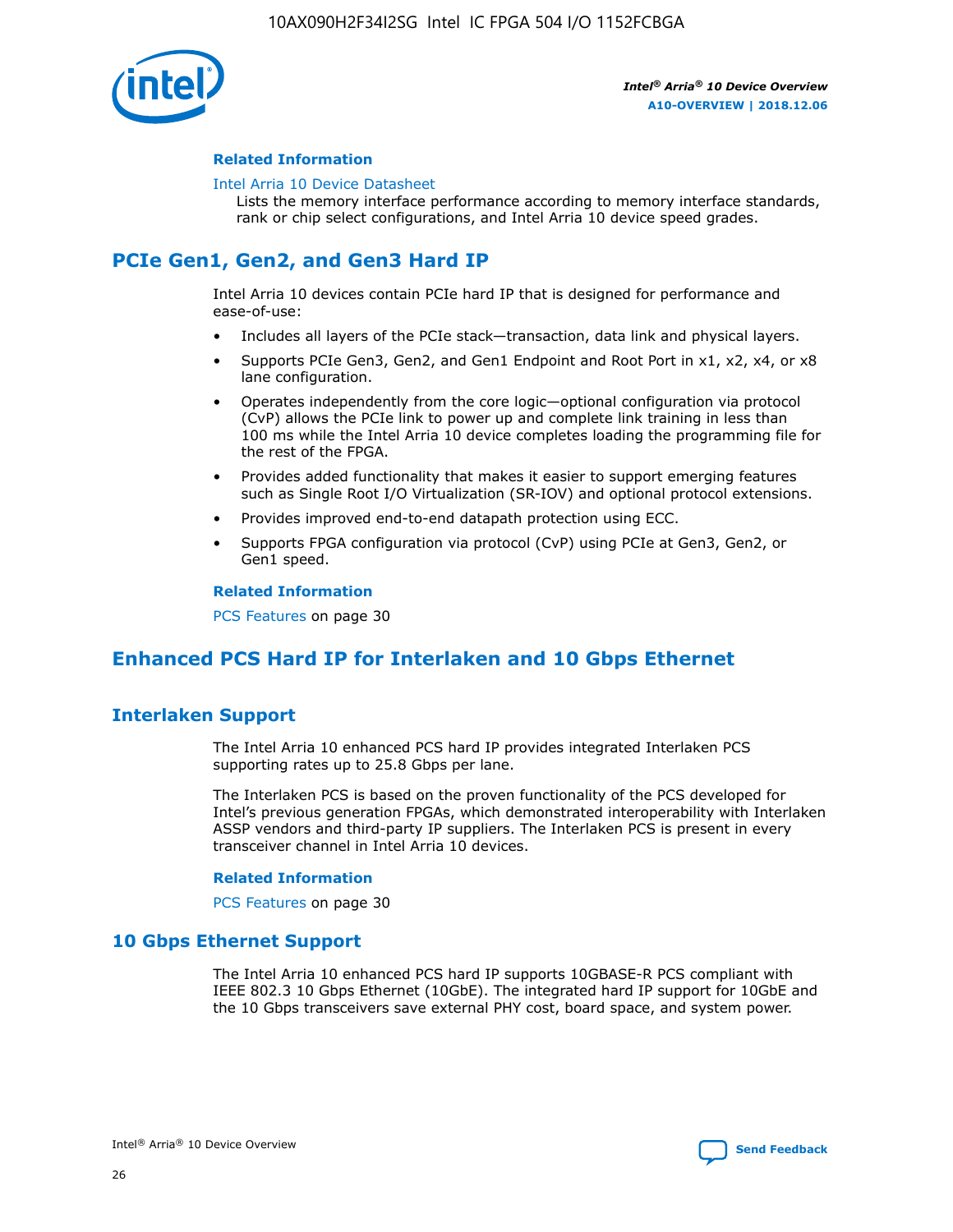### Related Information

Intel Arria 10 Device Datasheet

Lists the memory interface performance according to memory interface standards, rank or chip select configurations, and Intel Arria 10 device speed grades.

## PCIe Gen1, Gen2, and Gen3 Hard IP

Intel Arria 10 devices contain PCIe hard IP that is designed for performance and ease-of-use:

- Includes all layers of the PCIe stack—transaction, data link and physical layers.
- Supports PCIe Gen3, Gen2, and Gen1 Endpoint and Root Port in x1, x2, x4, or x8 lane configuration.
- Operates independently from the core logic—optional configuration via protocol (CvP) allows the PCIe link to power up and complete link training in less than 100 ms while the Intel Arria 10 device completes loading the programming file for the rest of the FPGA.
- Provides added functionality that makes it easier to support emerging features such as Single Root I/O Virtualization (SR-IOV) and optional protocol extensions.
- Provides improved end-to-end datapath protection using ECC.
- Supports FPGA configuration via protocol (CvP) using PCIe at Gen3, Gen2, or Gen1 speed.

### Related Information

PCS Features on page 30

## Enhanced PCS Hard IP for Interlaken and 10 Gbps Ethernet

## Interlaken Support

The Intel Arria 10 enhanced PCS hard IP provides integrated Interlaken PCS supporting rates up to 25.8 Gbps per lane.

The Interlaken PCS is based on the proven functionality of the PCS developed for Intel's previous generation FPGAs, which demonstrated interoperability with Interlaken ASSP vendors and third-party IP suppliers. The Interlaken PCS is present in every transceiver channel in Intel Arria 10 devices.

### Related Information

PCS Features on page 30

## 10 Gbps Ethernet Support

The Intel Arria 10 enhanced PCS hard IP supports 10GBASE-R PCS compliant with IEEE 802.3 10 Gbps Ethernet (10GbE). The integrated hard IP support for 10GbE and the 10 Gbps transceivers save external PHY cost, board space, and system power.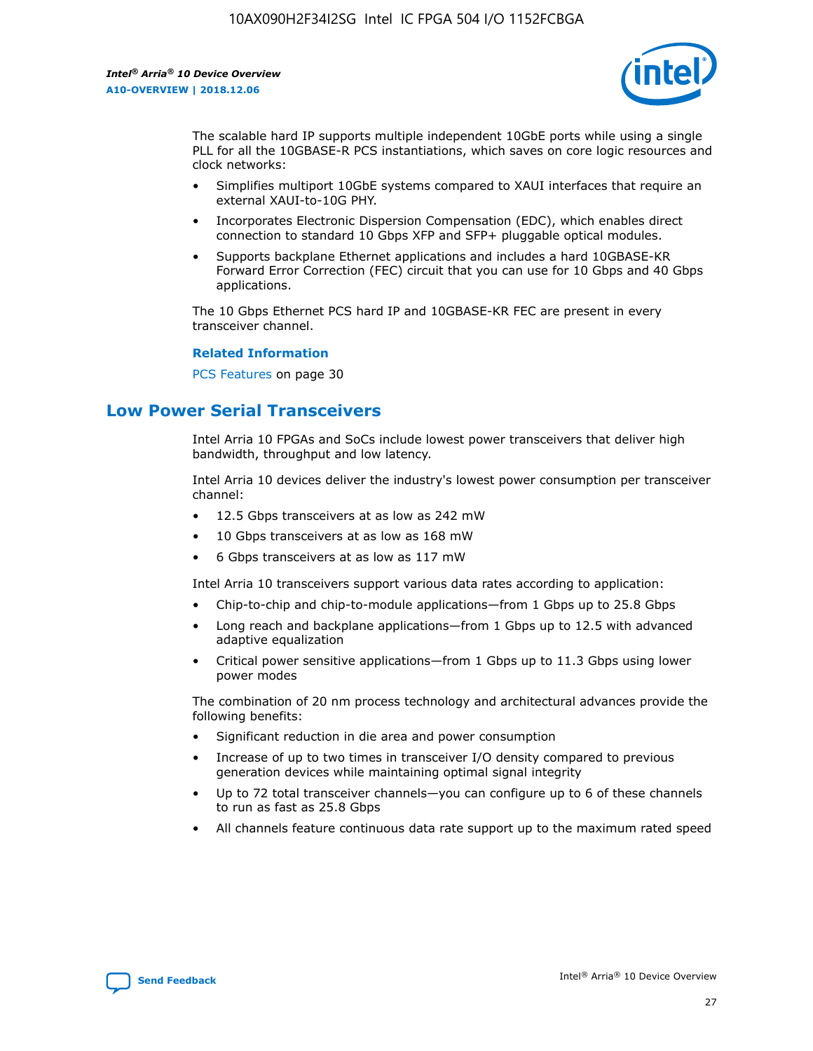The scalable hard IP supports multiple independent 10GbE ports while using a single PLL for all the 10GBASE-R PCS instantiations, which saves on core logic resources and clock networks:

- Simplifies multiport 10GbE systems compared to XAUI interfaces that require an external XAUI-to-10G PHY.
- Incorporates Electronic Dispersion Compensation (EDC), which enables direct connection to standard 10 Gbps XFP and SFP+ pluggable optical modules.
- Supports backplane Ethernet applications and includes a hard 10GBASE-KR Forward Error Correction (FEC) circuit that you can use for 10 Gbps and 40 Gbps applications.

The 10 Gbps Ethernet PCS hard IP and 10GBASE-KR FEC are present in every transceiver channel.

**Related Information**

PCS Features on page 30

## Low Power Serial Transceivers

Intel Arria 10 FPGAs and SoCs include lowest power transceivers that deliver high bandwidth, throughput and low latency.

Intel Arria 10 devices deliver the industry's lowest power consumption per transceiver channel:

- 12.5 Gbps transceivers at as low as 242 mW
- 10 Gbps transceivers at as low as 168 mW
- 6 Gbps transceivers at as low as 117 mW

Intel Arria 10 transceivers support various data rates according to application:

- Chip-to-chip and chip-to-module applications—from 1 Gbps up to 25.8 Gbps
- Long reach and backplane applications—from 1 Gbps up to 12.5 with advanced adaptive equalization
- Critical power sensitive applications—from 1 Gbps up to 11.3 Gbps using lower power modes

The combination of 20 nm process technology and architectural advances provide the following benefits:

- Significant reduction in die area and power consumption
- Increase of up to two times in transceiver I/O density compared to previous generation devices while maintaining optimal signal integrity
- Up to 72 total transceiver channels—you can configure up to 6 of these channels to run as fast as 25.8 Gbps
- All channels feature continuous data rate support up to the maximum rated speed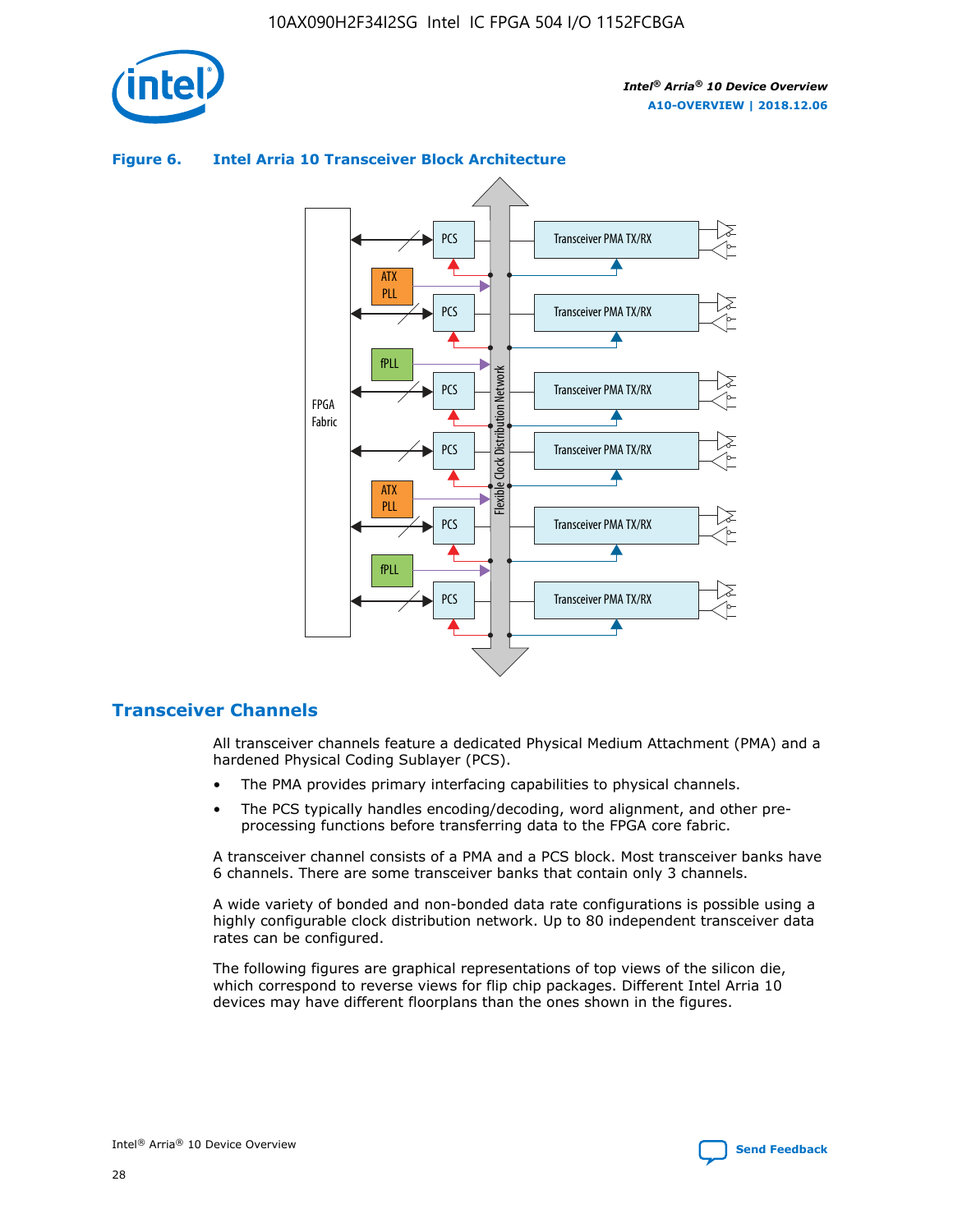**Figure 6. Intel Arria 10 Transceiver Block Architecture**

## Transceiver Channels

All transceiver channels feature a dedicated Physical Medium Attachment (PMA) and a hardened Physical Coding Sublayer (PCS).

- The PMA provides primary interfacing capabilities to physical channels.
- The PCS typically handles encoding/decoding, word alignment, and other pre-processing functions before transferring data to the FPGA core fabric.

A transceiver channel consists of a PMA and a PCS block. Most transceiver banks have 6 channels. There are some transceiver banks that contain only 3 channels.

A wide variety of bonded and non-bonded data rate configurations is possible using a highly configurable clock distribution network. Up to 80 independent transceiver data rates can be configured.

The following figures are graphical representations of top views of the silicon die, which correspond to reverse views for flip chip packages. Different Intel Arria 10 devices may have different floorplans than the ones shown in the figures.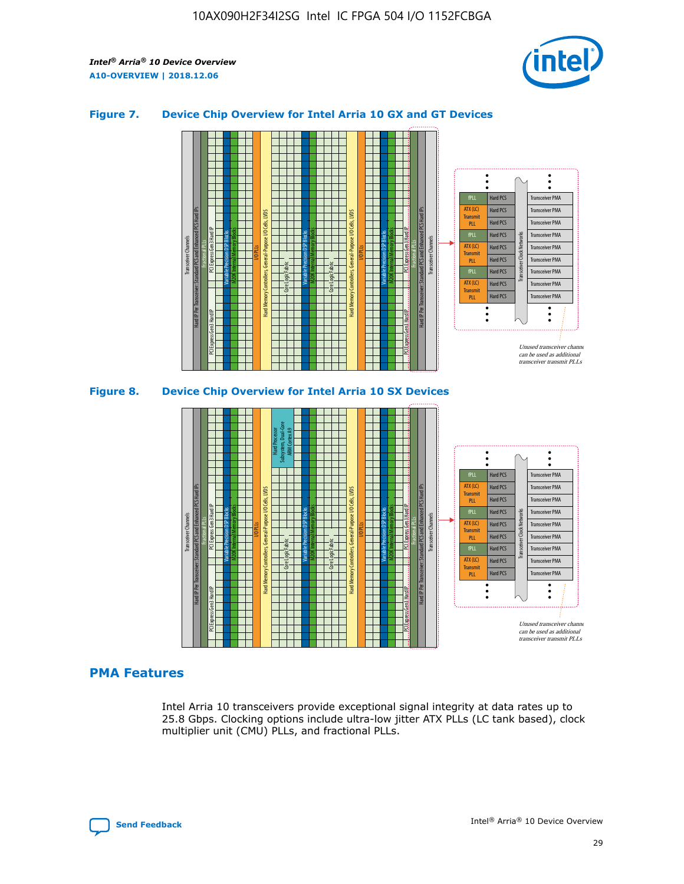## Figure 7. Device Chip Overview for Intel Arria 10 GX and GT Devices

## Figure 8. Device Chip Overview for Intel Arria 10 SX Devices

## PMA Features

Intel Arria 10 transceivers provide exceptional signal integrity at data rates up to 25.8 Gbps. Clocking options include ultra-low jitter ATX PLLs (LC tank based), clock multiplier unit (CMU) PLLs, and fractional PLLs.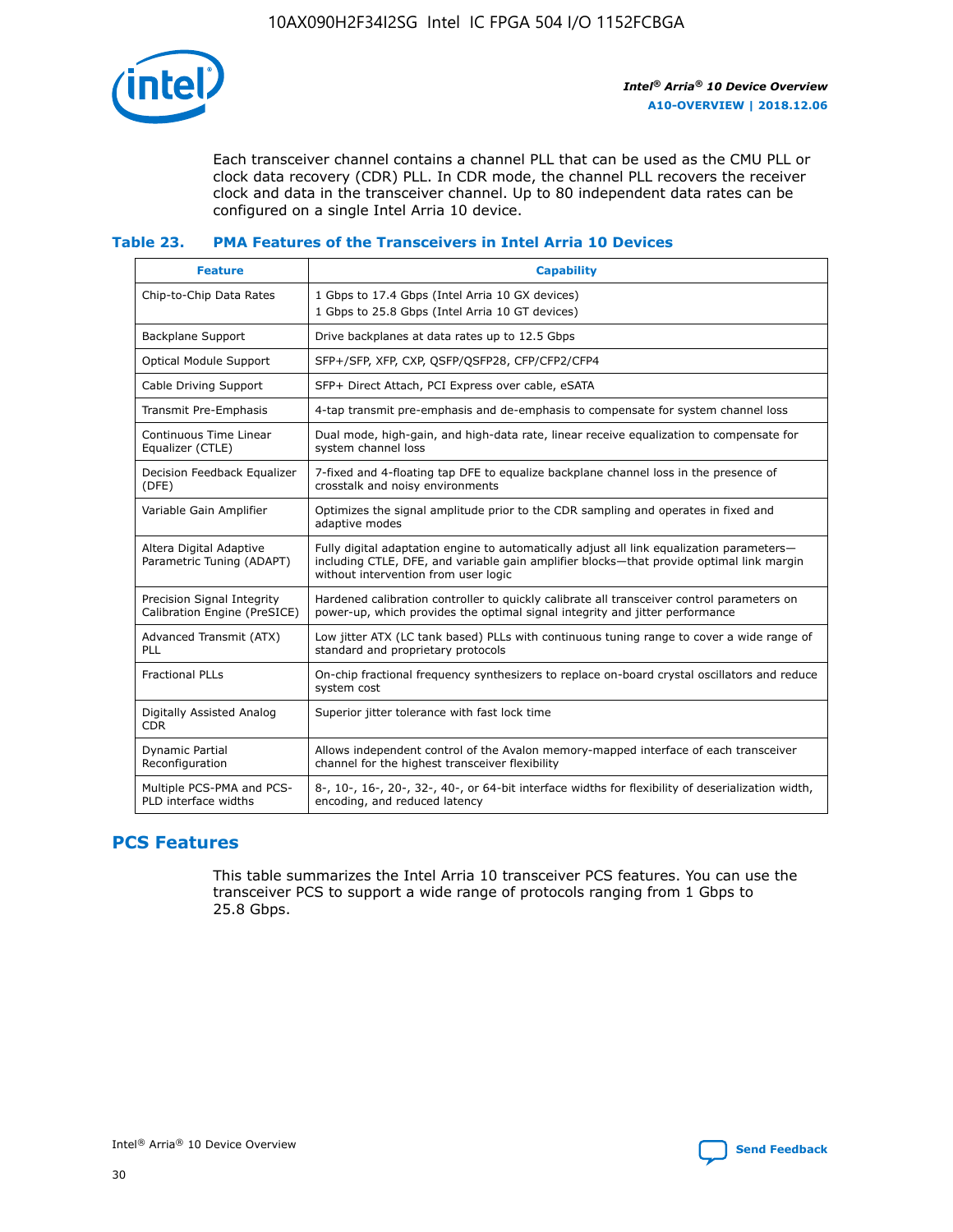Each transceiver channel contains a channel PLL that can be used as the CMU PLL or clock data recovery (CDR) PLL. In CDR mode, the channel PLL recovers the receiver clock and data in the transceiver channel. Up to 80 independent data rates can be configured on a single Intel Arria 10 device.

### Table 23. PMA Features of the Transceivers in Intel Arria 10 Devices

| Feature | Capability |
| --- | --- |
| Chip-to-Chip Data Rates | 1 Gbps to 17.4 Gbps (Intel Arria 10 GX devices)<br>1 Gbps to 25.8 Gbps (Intel Arria 10 GT devices) |
| Backplane Support | Drive backplanes at data rates up to 12.5 Gbps |
| Optical Module Support | SFP+/SFP, XFP, CXP, QSFP/QSFP28, CFP/CFP2/CFP4 |
| Cable Driving Support | SFP+ Direct Attach, PCI Express over cable, eSATA |
| Transmit Pre-Emphasis | 4-tap transmit pre-emphasis and de-emphasis to compensate for system channel loss |
| Continuous Time Linear Equalizer (CTLE) | Dual mode, high-gain, and high-data rate, linear receive equalization to compensate for system channel loss |
| Decision Feedback Equalizer (DFE) | 7-fixed and 4-floating tap DFE to equalize backplane channel loss in the presence of crosstalk and noisy environments |
| Variable Gain Amplifier | Optimizes the signal amplitude prior to the CDR sampling and operates in fixed and adaptive modes |
| Altera Digital Adaptive Parametric Tuning (ADAPT) | Fully digital adaptation engine to automatically adjust all link equalization parameters—including CTLE, DFE, and variable gain amplifier blocks—that provide optimal link margin without intervention from user logic |
| Precision Signal Integrity Calibration Engine (PreSICE) | Hardened calibration controller to quickly calibrate all transceiver control parameters on power-up, which provides the optimal signal integrity and jitter performance |
| Advanced Transmit (ATX) PLL | Low jitter ATX (LC tank based) PLLs with continuous tuning range to cover a wide range of standard and proprietary protocols |
| Fractional PLLs | On-chip fractional frequency synthesizers to replace on-board crystal oscillators and reduce system cost |
| Digitally Assisted Analog CDR | Superior jitter tolerance with fast lock time |
| Dynamic Partial Reconfiguration | Allows independent control of the Avalon memory-mapped interface of each transceiver channel for the highest transceiver flexibility |
| Multiple PCS-PMA and PCS-PLD interface widths | 8-, 10-, 16-, 20-, 32-, 40-, or 64-bit interface widths for flexibility of deserialization width, encoding, and reduced latency |

## PCS Features

This table summarizes the Intel Arria 10 transceiver PCS features. You can use the transceiver PCS to support a wide range of protocols ranging from 1 Gbps to 25.8 Gbps.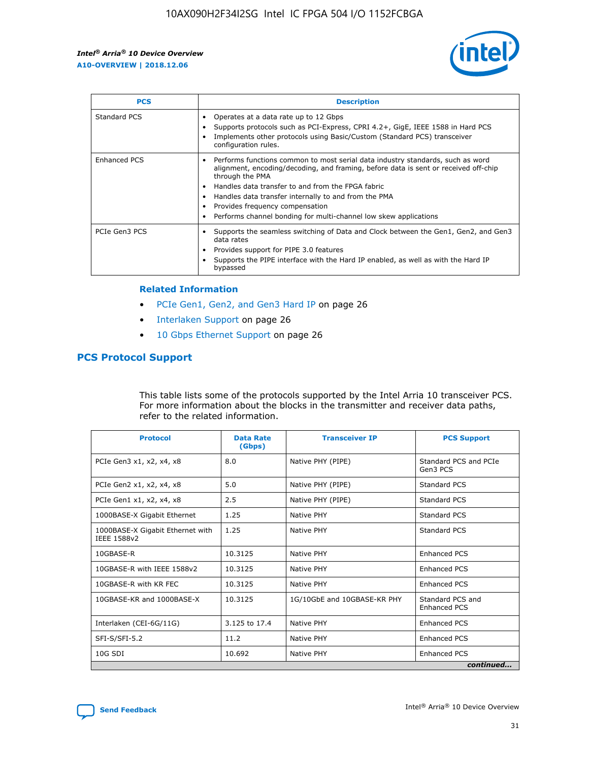| PCS | Description |
| --- | --- |
| Standard PCS | • Operates at a data rate up to 12 Gbps<br>• Supports protocols such as PCI-Express, CPRI 4.2+, GigE, IEEE 1588 in Hard PCS<br>• Implements other protocols using Basic/Custom (Standard PCS) transceiver configuration rules. |
| Enhanced PCS | • Performs functions common to most serial data industry standards, such as word alignment, encoding/decoding, and framing, before data is sent or received off-chip through the PMA<br>• Handles data transfer to and from the FPGA fabric<br>• Handles data transfer internally to and from the PMA<br>• Provides frequency compensation<br>• Performs channel bonding for multi-channel low skew applications |
| PCIe Gen3 PCS | • Supports the seamless switching of Data and Clock between the Gen1, Gen2, and Gen3 data rates<br>• Provides support for PIPE 3.0 features<br>• Supports the PIPE interface with the Hard IP enabled, as well as with the Hard IP bypassed |

### Related Information

- PCIe Gen1, Gen2, and Gen3 Hard IP on page 26
- Interlaken Support on page 26
- 10 Gbps Ethernet Support on page 26

## PCS Protocol Support

This table lists some of the protocols supported by the Intel Arria 10 transceiver PCS. For more information about the blocks in the transmitter and receiver data paths, refer to the related information.

| Protocol | Data Rate (Gbps) | Transceiver IP | PCS Support |
| --- | --- | --- | --- |
| PCIe Gen3 x1, x2, x4, x8 | 8.0 | Native PHY (PIPE) | Standard PCS and PCIe Gen3 PCS |
| PCIe Gen2 x1, x2, x4, x8 | 5.0 | Native PHY (PIPE) | Standard PCS |
| PCIe Gen1 x1, x2, x4, x8 | 2.5 | Native PHY (PIPE) | Standard PCS |
| 1000BASE-X Gigabit Ethernet | 1.25 | Native PHY | Standard PCS |
| 1000BASE-X Gigabit Ethernet with IEEE 1588v2 | 1.25 | Native PHY | Standard PCS |
| 10GBASE-R | 10.3125 | Native PHY | Enhanced PCS |
| 10GBASE-R with IEEE 1588v2 | 10.3125 | Native PHY | Enhanced PCS |
| 10GBASE-R with KR FEC | 10.3125 | Native PHY | Enhanced PCS |
| 10GBASE-KR and 1000BASE-X | 10.3125 | 1G/10GbE and 10GBASE-KR PHY | Standard PCS and Enhanced PCS |
| Interlaken (CEI-6G/11G) | 3.125 to 17.4 | Native PHY | Enhanced PCS |
| SFI-S/SFI-5.2 | 11.2 | Native PHY | Enhanced PCS |
| 10G SDI | 10.692 | Native PHY | Enhanced PCS |

*continued...*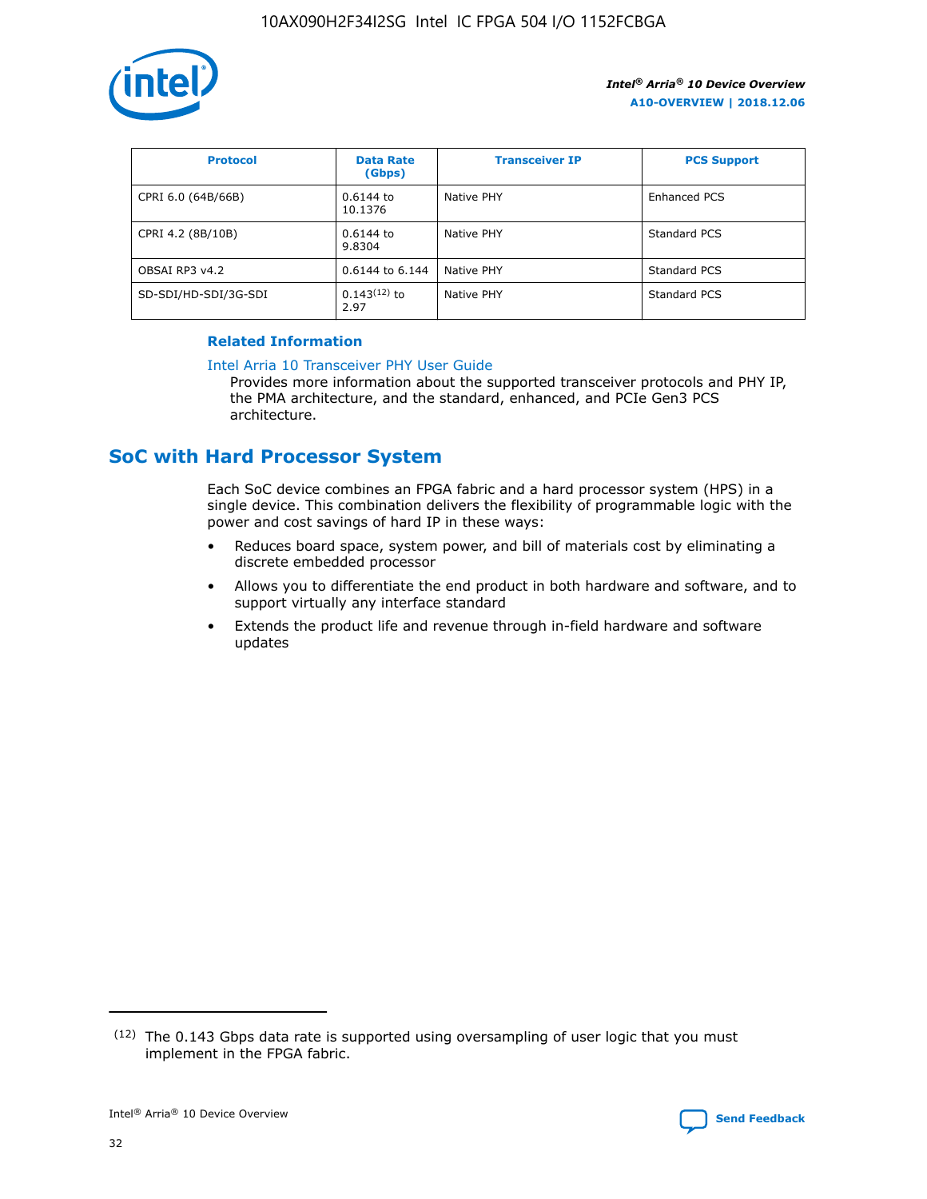| Protocol | Data Rate (Gbps) | Transceiver IP | PCS Support |
| --- | --- | --- | --- |
| CPRI 6.0 (64B/66B) | 0.6144 to 10.1376 | Native PHY | Enhanced PCS |
| CPRI 4.2 (8B/10B) | 0.6144 to 9.8304 | Native PHY | Standard PCS |
| OBSAI RP3 v4.2 | 0.6144 to 6.144 | Native PHY | Standard PCS |
| SD-SDI/HD-SDI/3G-SDI | 0.143[12] to 2.97 | Native PHY | Standard PCS |

**Related Information**

Intel Arria 10 Transceiver PHY User Guide

Provides more information about the supported transceiver protocols and PHY IP, the PMA architecture, and the standard, enhanced, and PCIe Gen3 PCS architecture.

## SoC with Hard Processor System

Each SoC device combines an FPGA fabric and a hard processor system (HPS) in a single device. This combination delivers the flexibility of programmable logic with the power and cost savings of hard IP in these ways:

- Reduces board space, system power, and bill of materials cost by eliminating a discrete embedded processor
- Allows you to differentiate the end product in both hardware and software, and to support virtually any interface standard
- Extends the product life and revenue through in-field hardware and software updates

(12) The 0.143 Gbps data rate is supported using oversampling of user logic that you must implement in the FPGA fabric.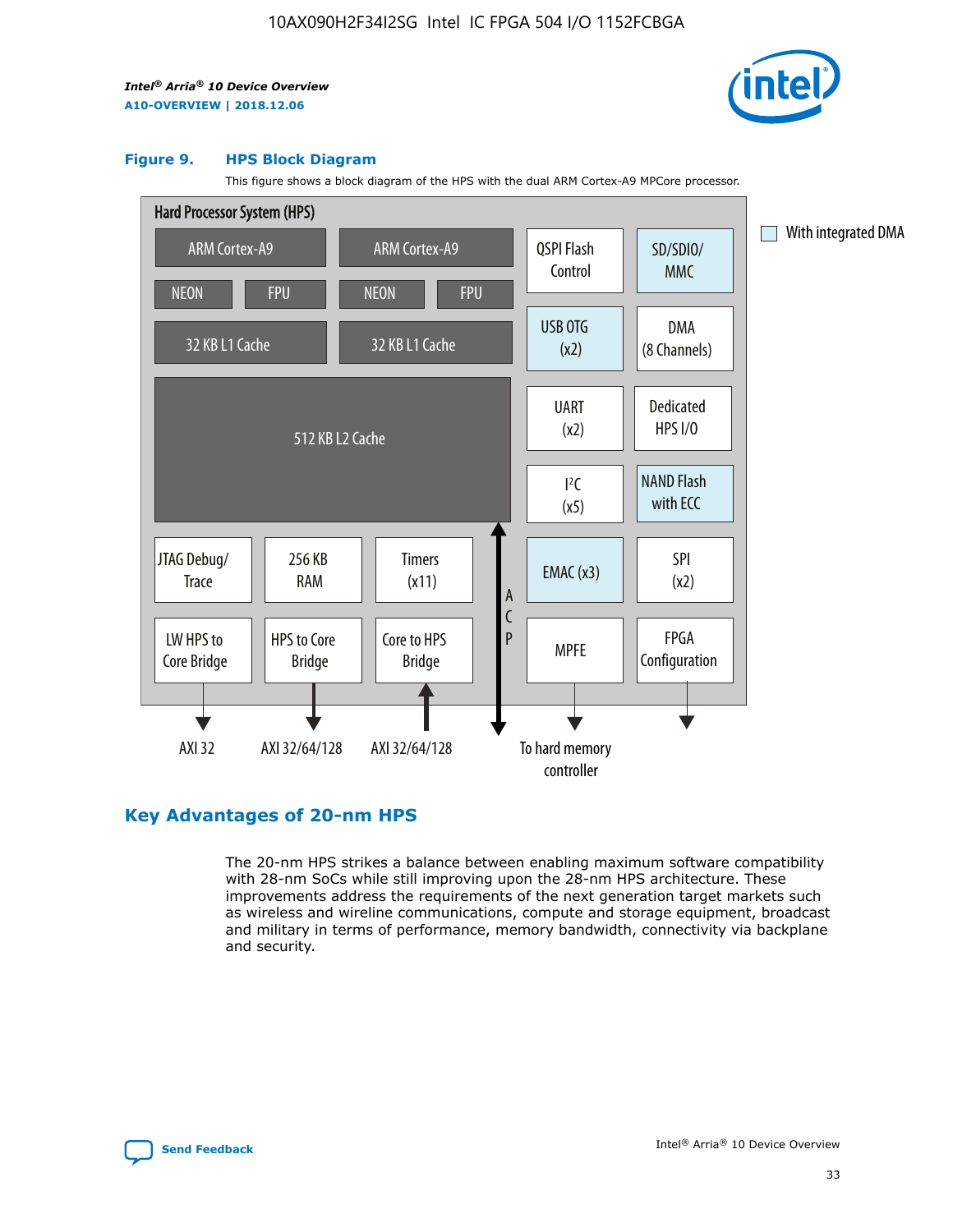**Figure 9. HPS Block Diagram**

This figure shows a block diagram of the HPS with the dual ARM Cortex-A9 MPCore processor.

Hard Processor System (HPS)

- ARM Cortex-A9
- NEON
- FPU
- 32 KB L1 Cache
- ARM Cortex-A9
- NEON
- FPU
- 32 KB L1 Cache
- 512 KB L2 Cache
- JTAG Debug/Trace
- 256 KB RAM
- Timers (x11)
- LW HPS to Core Bridge
- HPS to Core Bridge
- Core to HPS Bridge
- ACP
- QSPI Flash Control
- SD/SDIO/MMC
- USB OTG (x2)
- DMA (8 Channels)
- UART (x2)
- Dedicated HPS I/O
- I²C (x5)
- NAND Flash with ECC
- EMAC (x3)
- SPI (x2)
- MPFE
- FPGA Configuration

With integrated DMA

AXI 32 | AXI 32/64/128 | AXI 32/64/128 | To hard memory controller

## Key Advantages of 20-nm HPS

The 20-nm HPS strikes a balance between enabling maximum software compatibility with 28-nm SoCs while still improving upon the 28-nm HPS architecture. These improvements address the requirements of the next generation target markets such as wireless and wireline communications, compute and storage equipment, broadcast and military in terms of performance, memory bandwidth, connectivity via backplane and security.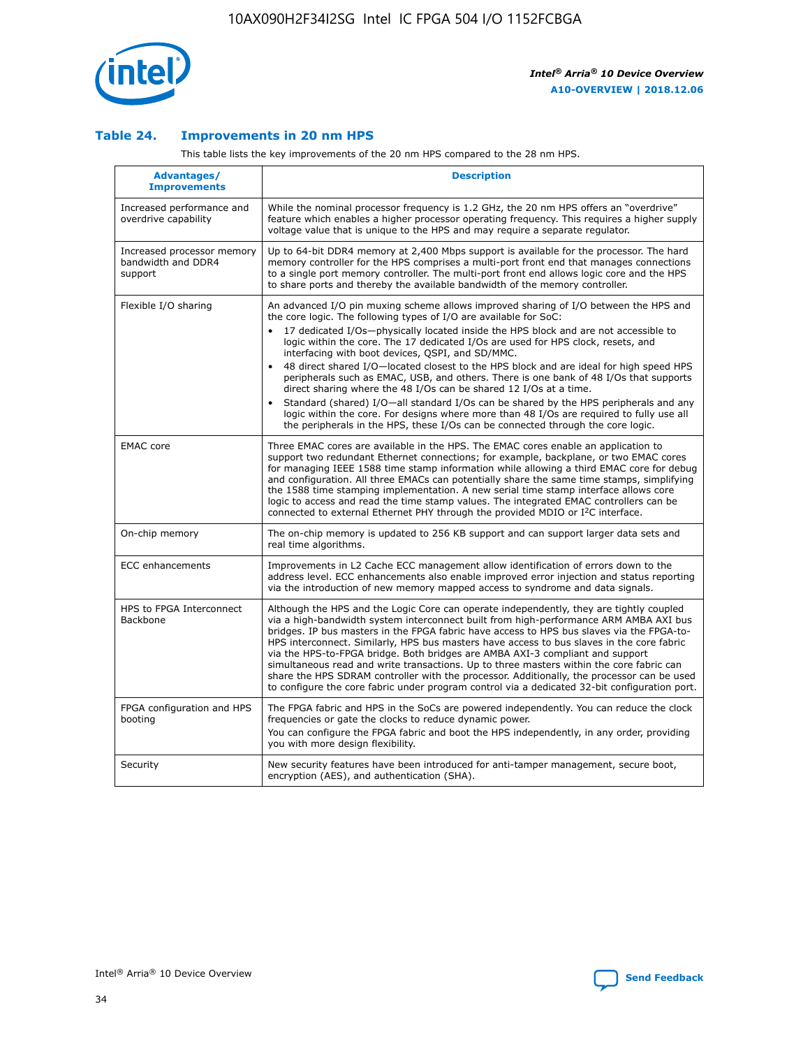### Table 24. Improvements in 20 nm HPS

This table lists the key improvements of the 20 nm HPS compared to the 28 nm HPS.

| Advantages/ Improvements | Description |
|---|---|
| Increased performance and overdrive capability | While the nominal processor frequency is 1.2 GHz, the 20 nm HPS offers an "overdrive" feature which enables a higher processor operating frequency. This requires a higher supply voltage value that is unique to the HPS and may require a separate regulator. |
| Increased processor memory bandwidth and DDR4 support | Up to 64-bit DDR4 memory at 2,400 Mbps support is available for the processor. The hard memory controller for the HPS comprises a multi-port front end that manages connections to a single port memory controller. The multi-port front end allows logic core and the HPS to share ports and thereby the available bandwidth of the memory controller. |
| Flexible I/O sharing | An advanced I/O pin muxing scheme allows improved sharing of I/O between the HPS and the core logic. The following types of I/O are available for SoC:<br>• 17 dedicated I/Os—physically located inside the HPS block and are not accessible to logic within the core. The 17 dedicated I/Os are used for HPS clock, resets, and interfacing with boot devices, QSPI, and SD/MMC.<br>• 48 direct shared I/O—located closest to the HPS block and are ideal for high speed HPS peripherals such as EMAC, USB, and others. There is one bank of 48 I/Os that supports direct sharing where the 48 I/Os can be shared 12 I/Os at a time.<br>• Standard (shared) I/O—all standard I/Os can be shared by the HPS peripherals and any logic within the core. For designs where more than 48 I/Os are required to fully use all the peripherals in the HPS, these I/Os can be connected through the core logic. |
| EMAC core | Three EMAC cores are available in the HPS. The EMAC cores enable an application to support two redundant Ethernet connections; for example, backplane, or two EMAC cores for managing IEEE 1588 time stamp information while allowing a third EMAC core for debug and configuration. All three EMACs can potentially share the same time stamps, simplifying the 1588 time stamping implementation. A new serial time stamp interface allows core logic to access and read the time stamp values. The integrated EMAC controllers can be connected to external Ethernet PHY through the provided MDIO or I²C interface. |
| On-chip memory | The on-chip memory is updated to 256 KB support and can support larger data sets and real time algorithms. |
| ECC enhancements | Improvements in L2 Cache ECC management allow identification of errors down to the address level. ECC enhancements also enable improved error injection and status reporting via the introduction of new memory mapped access to syndrome and data signals. |
| HPS to FPGA Interconnect Backbone | Although the HPS and the Logic Core can operate independently, they are tightly coupled via a high-bandwidth system interconnect built from high-performance ARM AMBA AXI bus bridges. IP bus masters in the FPGA fabric have access to HPS bus slaves via the FPGA-to-HPS interconnect. Similarly, HPS bus masters have access to bus slaves in the core fabric via the HPS-to-FPGA bridge. Both bridges are AMBA AXI-3 compliant and support simultaneous read and write transactions. Up to three masters within the core fabric can share the HPS SDRAM controller with the processor. Additionally, the processor can be used to configure the core fabric under program control via a dedicated 32-bit configuration port. |
| FPGA configuration and HPS booting | The FPGA fabric and HPS in the SoCs are powered independently. You can reduce the clock frequencies or gate the clocks to reduce dynamic power.<br>You can configure the FPGA fabric and boot the HPS independently, in any order, providing you with more design flexibility. |
| Security | New security features have been introduced for anti-tamper management, secure boot, encryption (AES), and authentication (SHA). |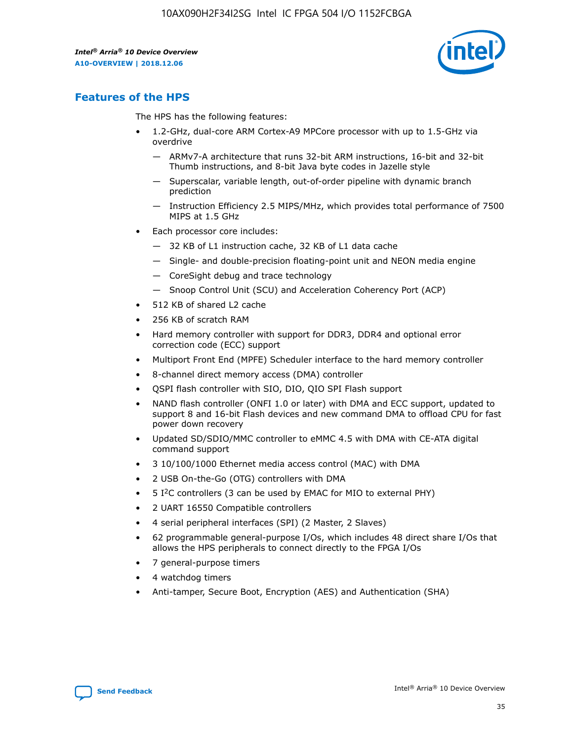## Features of the HPS

The HPS has the following features:

- 1.2-GHz, dual-core ARM Cortex-A9 MPCore processor with up to 1.5-GHz via overdrive
  - — ARMv7-A architecture that runs 32-bit ARM instructions, 16-bit and 32-bit Thumb instructions, and 8-bit Java byte codes in Jazelle style
  - — Superscalar, variable length, out-of-order pipeline with dynamic branch prediction
  - — Instruction Efficiency 2.5 MIPS/MHz, which provides total performance of 7500 MIPS at 1.5 GHz
- Each processor core includes:
  - — 32 KB of L1 instruction cache, 32 KB of L1 data cache
  - — Single- and double-precision floating-point unit and NEON media engine
  - — CoreSight debug and trace technology
  - — Snoop Control Unit (SCU) and Acceleration Coherency Port (ACP)
- 512 KB of shared L2 cache
- 256 KB of scratch RAM
- Hard memory controller with support for DDR3, DDR4 and optional error correction code (ECC) support
- Multiport Front End (MPFE) Scheduler interface to the hard memory controller
- 8-channel direct memory access (DMA) controller
- QSPI flash controller with SIO, DIO, QIO SPI Flash support
- NAND flash controller (ONFI 1.0 or later) with DMA and ECC support, updated to support 8 and 16-bit Flash devices and new command DMA to offload CPU for fast power down recovery
- Updated SD/SDIO/MMC controller to eMMC 4.5 with DMA with CE-ATA digital command support
- 3 10/100/1000 Ethernet media access control (MAC) with DMA
- 2 USB On-the-Go (OTG) controllers with DMA
- 5 I²C controllers (3 can be used by EMAC for MIO to external PHY)
- 2 UART 16550 Compatible controllers
- 4 serial peripheral interfaces (SPI) (2 Master, 2 Slaves)
- 62 programmable general-purpose I/Os, which includes 48 direct share I/Os that allows the HPS peripherals to connect directly to the FPGA I/Os
- 7 general-purpose timers
- 4 watchdog timers
- Anti-tamper, Secure Boot, Encryption (AES) and Authentication (SHA)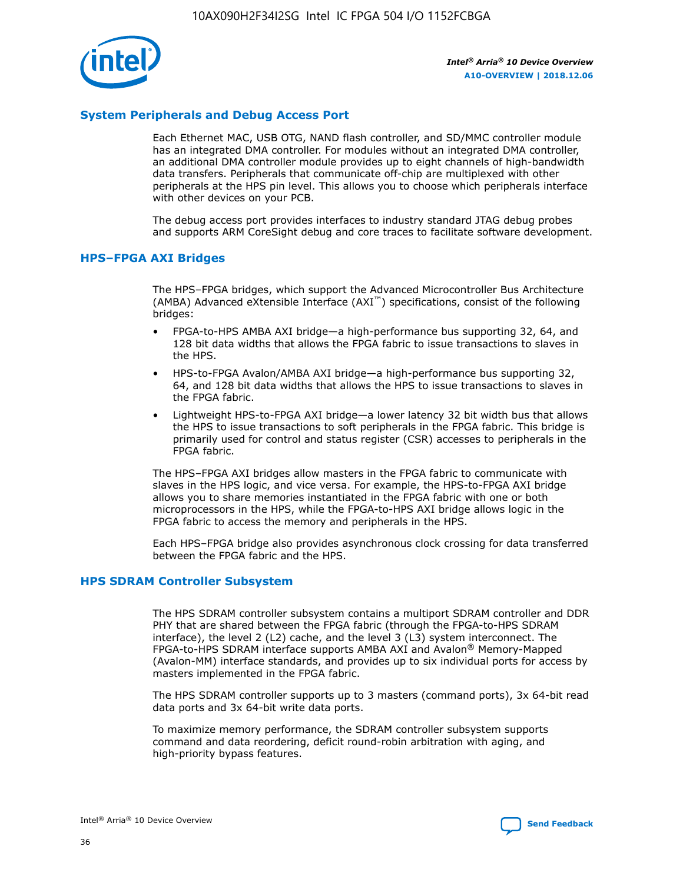## System Peripherals and Debug Access Port

Each Ethernet MAC, USB OTG, NAND flash controller, and SD/MMC controller module has an integrated DMA controller. For modules without an integrated DMA controller, an additional DMA controller module provides up to eight channels of high-bandwidth data transfers. Peripherals that communicate off-chip are multiplexed with other peripherals at the HPS pin level. This allows you to choose which peripherals interface with other devices on your PCB.

The debug access port provides interfaces to industry standard JTAG debug probes and supports ARM CoreSight debug and core traces to facilitate software development.

## HPS–FPGA AXI Bridges

The HPS–FPGA bridges, which support the Advanced Microcontroller Bus Architecture (AMBA) Advanced eXtensible Interface (AXI™) specifications, consist of the following bridges:

- FPGA-to-HPS AMBA AXI bridge—a high-performance bus supporting 32, 64, and 128 bit data widths that allows the FPGA fabric to issue transactions to slaves in the HPS.
- HPS-to-FPGA Avalon/AMBA AXI bridge—a high-performance bus supporting 32, 64, and 128 bit data widths that allows the HPS to issue transactions to slaves in the FPGA fabric.
- Lightweight HPS-to-FPGA AXI bridge—a lower latency 32 bit width bus that allows the HPS to issue transactions to soft peripherals in the FPGA fabric. This bridge is primarily used for control and status register (CSR) accesses to peripherals in the FPGA fabric.

The HPS–FPGA AXI bridges allow masters in the FPGA fabric to communicate with slaves in the HPS logic, and vice versa. For example, the HPS-to-FPGA AXI bridge allows you to share memories instantiated in the FPGA fabric with one or both microprocessors in the HPS, while the FPGA-to-HPS AXI bridge allows logic in the FPGA fabric to access the memory and peripherals in the HPS.

Each HPS–FPGA bridge also provides asynchronous clock crossing for data transferred between the FPGA fabric and the HPS.

## HPS SDRAM Controller Subsystem

The HPS SDRAM controller subsystem contains a multiport SDRAM controller and DDR PHY that are shared between the FPGA fabric (through the FPGA-to-HPS SDRAM interface), the level 2 (L2) cache, and the level 3 (L3) system interconnect. The FPGA-to-HPS SDRAM interface supports AMBA AXI and Avalon® Memory-Mapped (Avalon-MM) interface standards, and provides up to six individual ports for access by masters implemented in the FPGA fabric.

The HPS SDRAM controller supports up to 3 masters (command ports), 3x 64-bit read data ports and 3x 64-bit write data ports.

To maximize memory performance, the SDRAM controller subsystem supports command and data reordering, deficit round-robin arbitration with aging, and high-priority bypass features.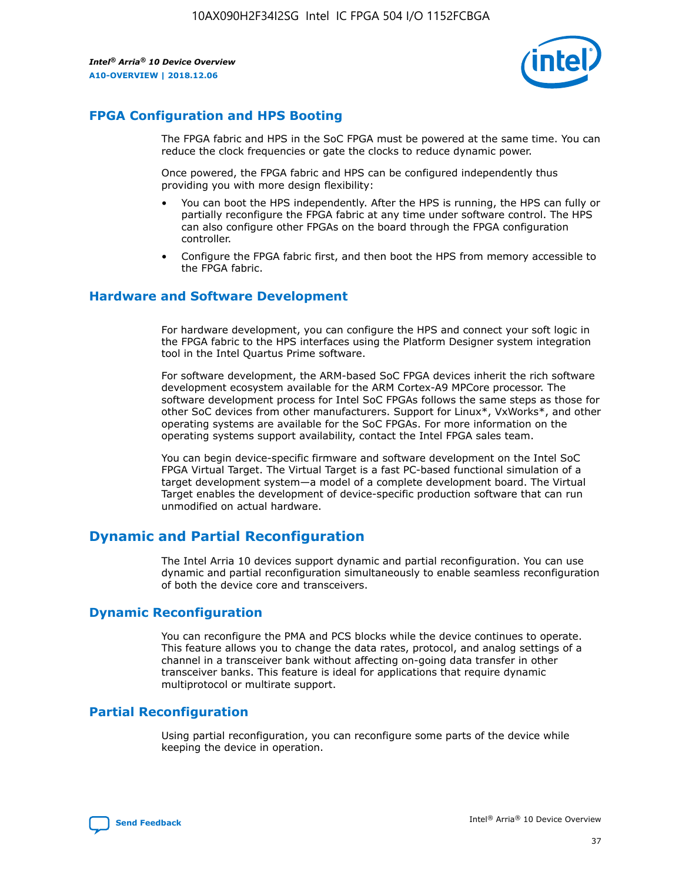## FPGA Configuration and HPS Booting

The FPGA fabric and HPS in the SoC FPGA must be powered at the same time. You can reduce the clock frequencies or gate the clocks to reduce dynamic power.

Once powered, the FPGA fabric and HPS can be configured independently thus providing you with more design flexibility:

- You can boot the HPS independently. After the HPS is running, the HPS can fully or partially reconfigure the FPGA fabric at any time under software control. The HPS can also configure other FPGAs on the board through the FPGA configuration controller.
- Configure the FPGA fabric first, and then boot the HPS from memory accessible to the FPGA fabric.

## Hardware and Software Development

For hardware development, you can configure the HPS and connect your soft logic in the FPGA fabric to the HPS interfaces using the Platform Designer system integration tool in the Intel Quartus Prime software.

For software development, the ARM-based SoC FPGA devices inherit the rich software development ecosystem available for the ARM Cortex-A9 MPCore processor. The software development process for Intel SoC FPGAs follows the same steps as those for other SoC devices from other manufacturers. Support for Linux*, VxWorks*, and other operating systems are available for the SoC FPGAs. For more information on the operating systems support availability, contact the Intel FPGA sales team.

You can begin device-specific firmware and software development on the Intel SoC FPGA Virtual Target. The Virtual Target is a fast PC-based functional simulation of a target development system—a model of a complete development board. The Virtual Target enables the development of device-specific production software that can run unmodified on actual hardware.

# Dynamic and Partial Reconfiguration

The Intel Arria 10 devices support dynamic and partial reconfiguration. You can use dynamic and partial reconfiguration simultaneously to enable seamless reconfiguration of both the device core and transceivers.

## Dynamic Reconfiguration

You can reconfigure the PMA and PCS blocks while the device continues to operate. This feature allows you to change the data rates, protocol, and analog settings of a channel in a transceiver bank without affecting on-going data transfer in other transceiver banks. This feature is ideal for applications that require dynamic multiprotocol or multirate support.

## Partial Reconfiguration

Using partial reconfiguration, you can reconfigure some parts of the device while keeping the device in operation.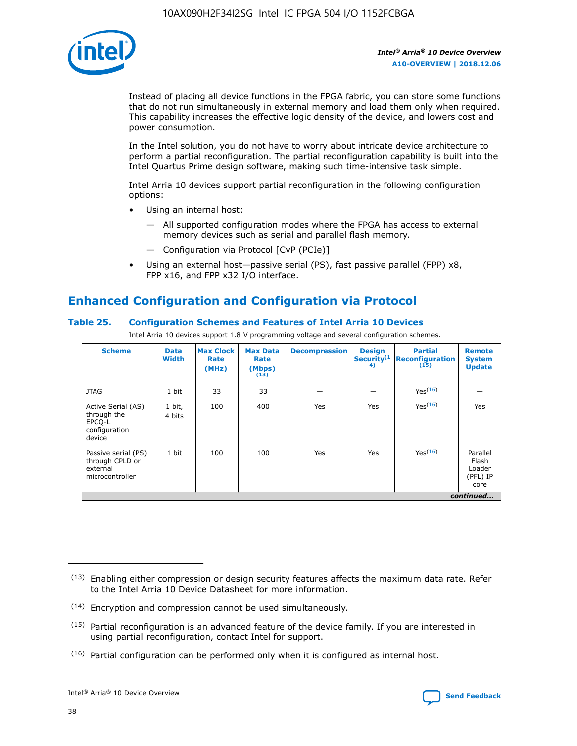Instead of placing all device functions in the FPGA fabric, you can store some functions that do not run simultaneously in external memory and load them only when required. This capability increases the effective logic density of the device, and lowers cost and power consumption.

In the Intel solution, you do not have to worry about intricate device architecture to perform a partial reconfiguration. The partial reconfiguration capability is built into the Intel Quartus Prime design software, making such time-intensive task simple.

Intel Arria 10 devices support partial reconfiguration in the following configuration options:

- Using an internal host:
  - All supported configuration modes where the FPGA has access to external memory devices such as serial and parallel flash memory.
  - Configuration via Protocol [CvP (PCIe)]
- Using an external host—passive serial (PS), fast passive parallel (FPP) x8, FPP x16, and FPP x32 I/O interface.

## Enhanced Configuration and Configuration via Protocol

### Table 25. Configuration Schemes and Features of Intel Arria 10 Devices

Intel Arria 10 devices support 1.8 V programming voltage and several configuration schemes.

| Scheme | Data Width | Max Clock Rate (MHz) | Max Data Rate (Mbps) [13] | Decompression | Design Security [14] | Partial Reconfiguration [15] | Remote System Update |
|---|---|---|---|---|---|---|---|
| JTAG | 1 bit | 33 | 33 | — | — | Yes[16] | — |
| Active Serial (AS) through the EPCQ-L configuration device | 1 bit, 4 bits | 100 | 400 | Yes | Yes | Yes[16] | Yes |
| Passive serial (PS) through CPLD or external microcontroller | 1 bit | 100 | 100 | Yes | Yes | Yes[16] | Parallel Flash Loader (PFL) IP core |

*continued...*

(13) Enabling either compression or design security features affects the maximum data rate. Refer to the Intel Arria 10 Device Datasheet for more information.

(14) Encryption and compression cannot be used simultaneously.

(15) Partial reconfiguration is an advanced feature of the device family. If you are interested in using partial reconfiguration, contact Intel for support.

(16) Partial configuration can be performed only when it is configured as internal host.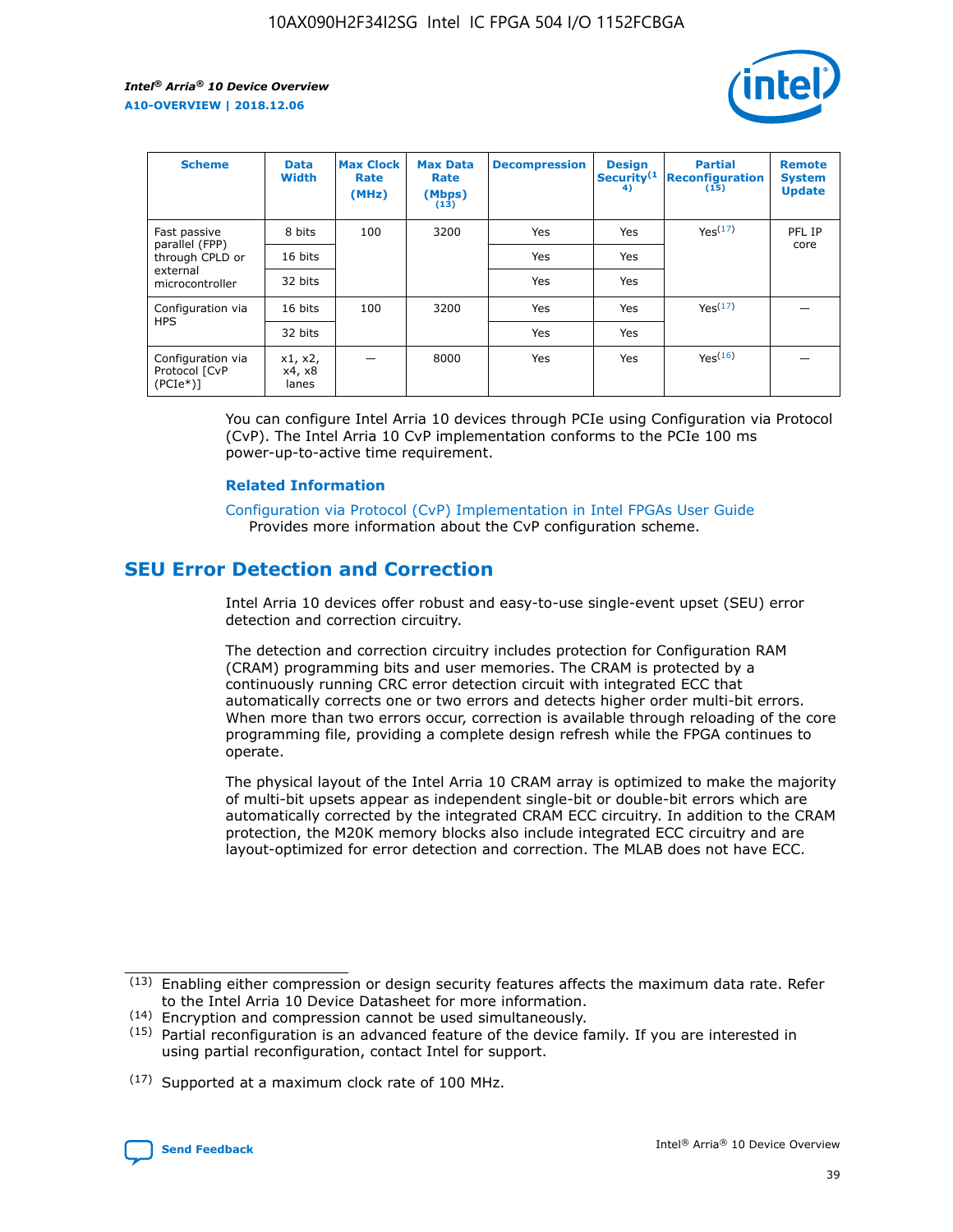| Scheme | Data Width | Max Clock Rate (MHz) | Max Data Rate (Mbps) (13) | Decompression | Design Security(14) | Partial Reconfiguration (15) | Remote System Update |
|---|---|---|---|---|---|---|---|
| Fast passive parallel (FPP) through CPLD or external microcontroller | 8 bits | 100 | 3200 | Yes | Yes | Yes(17) | PFL IP core |
| | 16 bits | | | Yes | Yes | | |
| | 32 bits | | | Yes | Yes | | |
| Configuration via HPS | 16 bits | 100 | 3200 | Yes | Yes | Yes(17) | — |
| | 32 bits | | | Yes | Yes | | |
| Configuration via Protocol [CvP (PCIe*)] | x1, x2, x4, x8 lanes | — | 8000 | Yes | Yes | Yes(16) | — |

You can configure Intel Arria 10 devices through PCIe using Configuration via Protocol (CvP). The Intel Arria 10 CvP implementation conforms to the PCIe 100 ms power-up-to-active time requirement.

### Related Information

Configuration via Protocol (CvP) Implementation in Intel FPGAs User Guide
Provides more information about the CvP configuration scheme.

## SEU Error Detection and Correction

Intel Arria 10 devices offer robust and easy-to-use single-event upset (SEU) error detection and correction circuitry.

The detection and correction circuitry includes protection for Configuration RAM (CRAM) programming bits and user memories. The CRAM is protected by a continuously running CRC error detection circuit with integrated ECC that automatically corrects one or two errors and detects higher order multi-bit errors. When more than two errors occur, correction is available through reloading of the core programming file, providing a complete design refresh while the FPGA continues to operate.

The physical layout of the Intel Arria 10 CRAM array is optimized to make the majority of multi-bit upsets appear as independent single-bit or double-bit errors which are automatically corrected by the integrated CRAM ECC circuitry. In addition to the CRAM protection, the M20K memory blocks also include integrated ECC circuitry and are layout-optimized for error detection and correction. The MLAB does not have ECC.

(13) Enabling either compression or design security features affects the maximum data rate. Refer to the Intel Arria 10 Device Datasheet for more information.

(14) Encryption and compression cannot be used simultaneously.

(15) Partial reconfiguration is an advanced feature of the device family. If you are interested in using partial reconfiguration, contact Intel for support.

(17) Supported at a maximum clock rate of 100 MHz.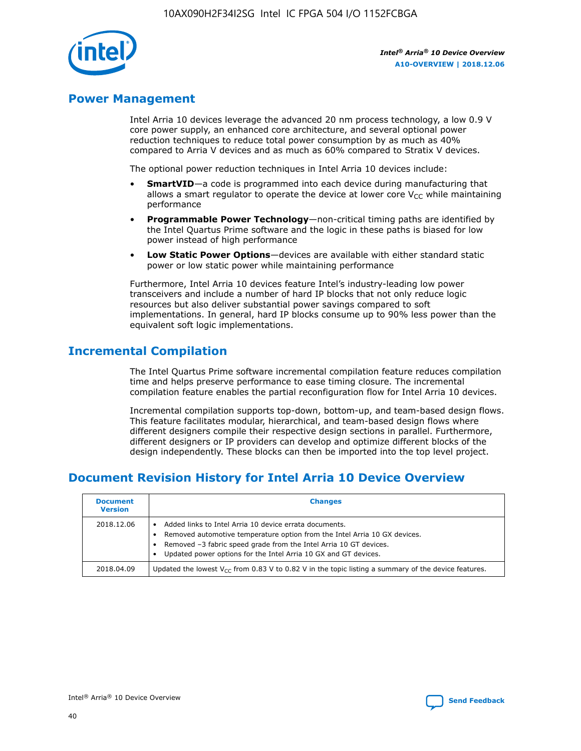## Power Management

Intel Arria 10 devices leverage the advanced 20 nm process technology, a low 0.9 V core power supply, an enhanced core architecture, and several optional power reduction techniques to reduce total power consumption by as much as 40% compared to Arria V devices and as much as 60% compared to Stratix V devices.

The optional power reduction techniques in Intel Arria 10 devices include:

- **SmartVID**—a code is programmed into each device during manufacturing that allows a smart regulator to operate the device at lower core $V_{CC}$ while maintaining performance
- **Programmable Power Technology**—non-critical timing paths are identified by the Intel Quartus Prime software and the logic in these paths is biased for low power instead of high performance
- **Low Static Power Options**—devices are available with either standard static power or low static power while maintaining performance

Furthermore, Intel Arria 10 devices feature Intel's industry-leading low power transceivers and include a number of hard IP blocks that not only reduce logic resources but also deliver substantial power savings compared to soft implementations. In general, hard IP blocks consume up to 90% less power than the equivalent soft logic implementations.

## Incremental Compilation

The Intel Quartus Prime software incremental compilation feature reduces compilation time and helps preserve performance to ease timing closure. The incremental compilation feature enables the partial reconfiguration flow for Intel Arria 10 devices.

Incremental compilation supports top-down, bottom-up, and team-based design flows. This feature facilitates modular, hierarchical, and team-based design flows where different designers compile their respective design sections in parallel. Furthermore, different designers or IP providers can develop and optimize different blocks of the design independently. These blocks can then be imported into the top level project.

## Document Revision History for Intel Arria 10 Device Overview

| Document Version | Changes |
|---|---|
| 2018.12.06 | • Added links to Intel Arria 10 device errata documents.<br>• Removed automotive temperature option from the Intel Arria 10 GX devices.<br>• Removed –3 fabric speed grade from the Intel Arria 10 GT devices.<br>• Updated power options for the Intel Arria 10 GX and GT devices. |
| 2018.04.09 | Updated the lowest $V_{CC}$ from 0.83 V to 0.82 V in the topic listing a summary of the device features. |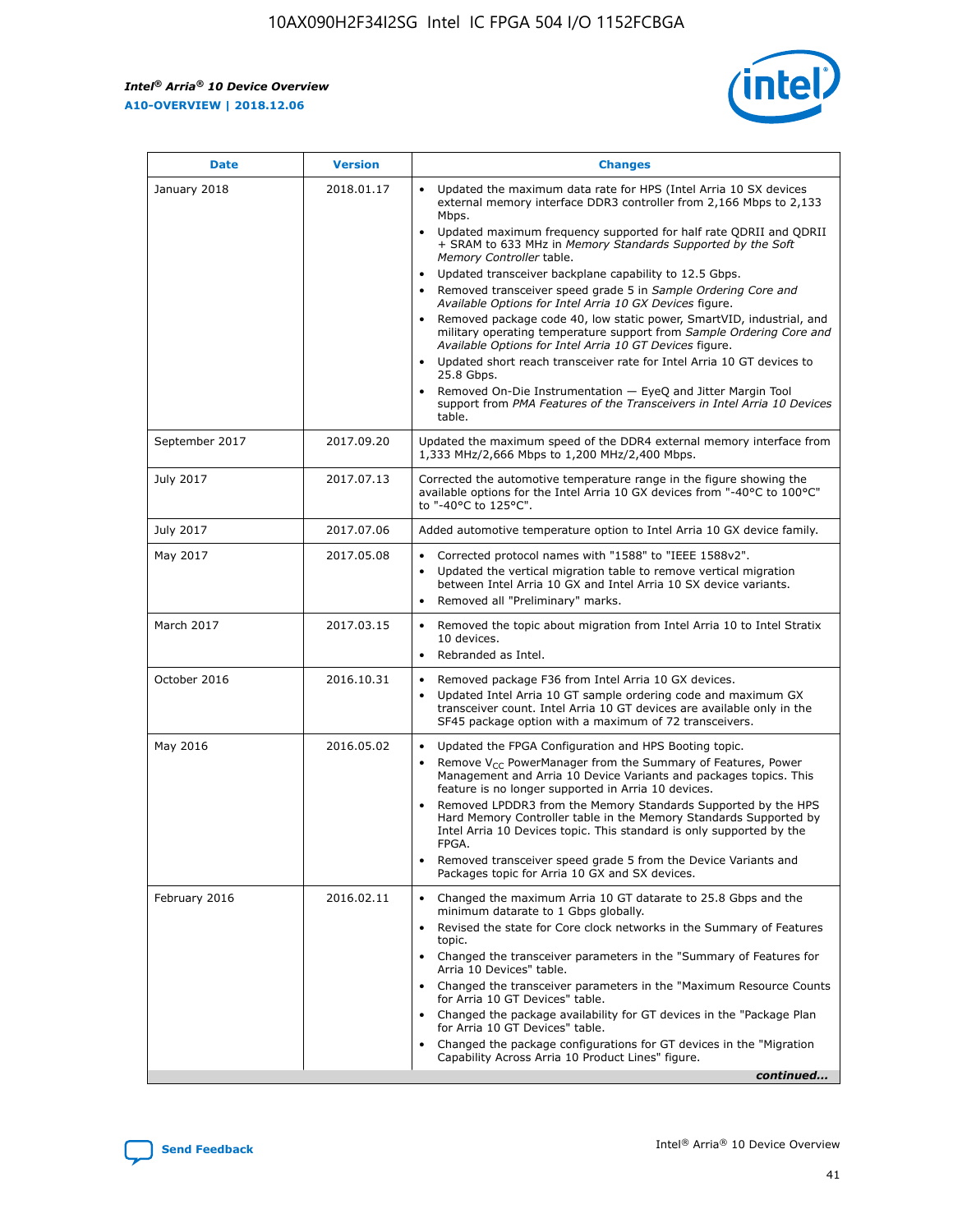| Date | Version | Changes |
| --- | --- | --- |
| January 2018 | 2018.01.17 | • Updated the maximum data rate for HPS (Intel Arria 10 SX devices external memory interface DDR3 controller from 2,166 Mbps to 2,133 Mbps.<br>• Updated maximum frequency supported for half rate QDRII and QDRII + SRAM to 633 MHz in *Memory Standards Supported by the Soft Memory Controller* table.<br>• Updated transceiver backplane capability to 12.5 Gbps.<br>• Removed transceiver speed grade 5 in *Sample Ordering Core and Available Options for Intel Arria 10 GX Devices* figure.<br>• Removed package code 40, low static power, SmartVID, industrial, and military operating temperature support from *Sample Ordering Core and Available Options for Intel Arria 10 GT Devices* figure.<br>• Updated short reach transceiver rate for Intel Arria 10 GT devices to 25.8 Gbps.<br>• Removed On-Die Instrumentation — EyeQ and Jitter Margin Tool support from *PMA Features of the Transceivers in Intel Arria 10 Devices* table. |
| September 2017 | 2017.09.20 | Updated the maximum speed of the DDR4 external memory interface from 1,333 MHz/2,666 Mbps to 1,200 MHz/2,400 Mbps. |
| July 2017 | 2017.07.13 | Corrected the automotive temperature range in the figure showing the available options for the Intel Arria 10 GX devices from "-40°C to 100°C" to "-40°C to 125°C". |
| July 2017 | 2017.07.06 | Added automotive temperature option to Intel Arria 10 GX device family. |
| May 2017 | 2017.05.08 | • Corrected protocol names with "1588" to "IEEE 1588v2".<br>• Updated the vertical migration table to remove vertical migration between Intel Arria 10 GX and Intel Arria 10 SX device variants.<br>• Removed all "Preliminary" marks. |
| March 2017 | 2017.03.15 | • Removed the topic about migration from Intel Arria 10 to Intel Stratix 10 devices.<br>• Rebranded as Intel. |
| October 2016 | 2016.10.31 | • Removed package F36 from Intel Arria 10 GX devices.<br>• Updated Intel Arria 10 GT sample ordering code and maximum GX transceiver count. Intel Arria 10 GT devices are available only in the SF45 package option with a maximum of 72 transceivers. |
| May 2016 | 2016.05.02 | • Updated the FPGA Configuration and HPS Booting topic.<br>• Remove $V_{CC}$ PowerManager from the Summary of Features, Power Management and Arria 10 Device Variants and packages topics. This feature is no longer supported in Arria 10 devices.<br>• Removed LPDDR3 from the Memory Standards Supported by the HPS Hard Memory Controller table in the Memory Standards Supported by Intel Arria 10 Devices topic. This standard is only supported by the FPGA.<br>• Removed transceiver speed grade 5 from the Device Variants and Packages topic for Arria 10 GX and SX devices. |
| February 2016 | 2016.02.11 | • Changed the maximum Arria 10 GT datarate to 25.8 Gbps and the minimum datarate to 1 Gbps globally.<br>• Revised the state for Core clock networks in the Summary of Features topic.<br>• Changed the transceiver parameters in the "Summary of Features for Arria 10 Devices" table.<br>• Changed the transceiver parameters in the "Maximum Resource Counts for Arria 10 GT Devices" table.<br>• Changed the package availability for GT devices in the "Package Plan for Arria 10 GT Devices" table.<br>• Changed the package configurations for GT devices in the "Migration Capability Across Arria 10 Product Lines" figure. |

*continued...*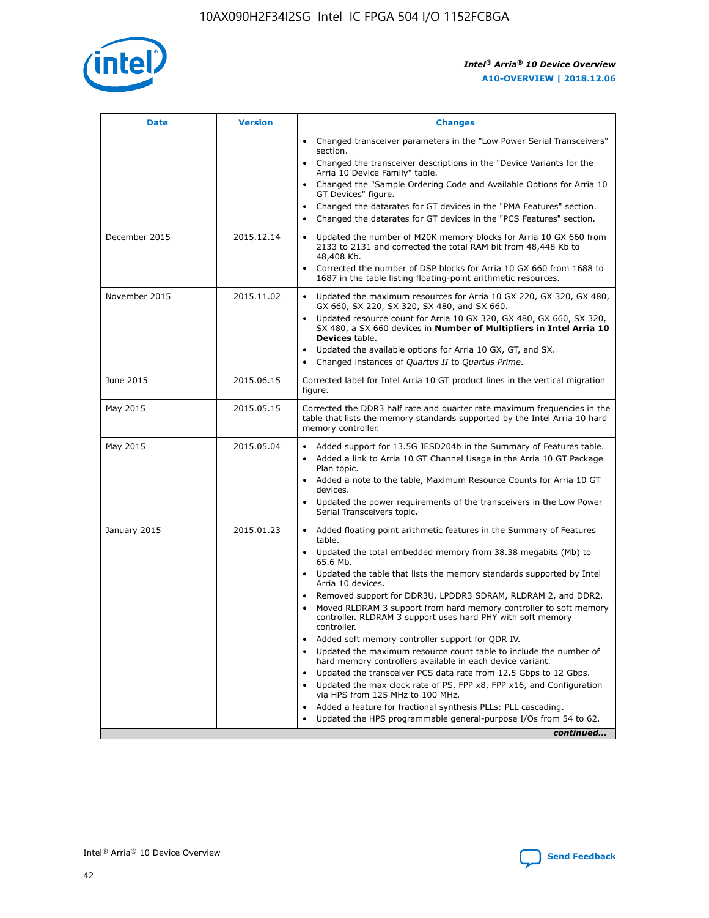| Date | Version | Changes |
| --- | --- | --- |
|  |  | • Changed transceiver parameters in the "Low Power Serial Transceivers" section.<br>• Changed the transceiver descriptions in the "Device Variants for the Arria 10 Device Family" table.<br>• Changed the "Sample Ordering Code and Available Options for Arria 10 GT Devices" figure.<br>• Changed the datarates for GT devices in the "PMA Features" section.<br>• Changed the datarates for GT devices in the "PCS Features" section. |
| December 2015 | 2015.12.14 | • Updated the number of M20K memory blocks for Arria 10 GX 660 from 2133 to 2131 and corrected the total RAM bit from 48,448 Kb to 48,408 Kb.<br>• Corrected the number of DSP blocks for Arria 10 GX 660 from 1688 to 1687 in the table listing floating-point arithmetic resources. |
| November 2015 | 2015.11.02 | • Updated the maximum resources for Arria 10 GX 220, GX 320, GX 480, GX 660, SX 220, SX 320, SX 480, and SX 660.<br>• Updated resource count for Arria 10 GX 320, GX 480, GX 660, SX 320, SX 480, a SX 660 devices in **Number of Multipliers in Intel Arria 10 Devices** table.<br>• Updated the available options for Arria 10 GX, GT, and SX.<br>• Changed instances of *Quartus II* to *Quartus Prime*. |
| June 2015 | 2015.06.15 | Corrected label for Intel Arria 10 GT product lines in the vertical migration figure. |
| May 2015 | 2015.05.15 | Corrected the DDR3 half rate and quarter rate maximum frequencies in the table that lists the memory standards supported by the Intel Arria 10 hard memory controller. |
| May 2015 | 2015.05.04 | • Added support for 13.5G JESD204b in the Summary of Features table.<br>• Added a link to Arria 10 GT Channel Usage in the Arria 10 GT Package Plan topic.<br>• Added a note to the table, Maximum Resource Counts for Arria 10 GT devices.<br>• Updated the power requirements of the transceivers in the Low Power Serial Transceivers topic. |
| January 2015 | 2015.01.23 | • Added floating point arithmetic features in the Summary of Features table.<br>• Updated the total embedded memory from 38.38 megabits (Mb) to 65.6 Mb.<br>• Updated the table that lists the memory standards supported by Intel Arria 10 devices.<br>• Removed support for DDR3U, LPDDR3 SDRAM, RLDRAM 2, and DDR2.<br>• Moved RLDRAM 3 support from hard memory controller to soft memory controller. RLDRAM 3 support uses hard PHY with soft memory controller.<br>• Added soft memory controller support for QDR IV.<br>• Updated the maximum resource count table to include the number of hard memory controllers available in each device variant.<br>• Updated the transceiver PCS data rate from 12.5 Gbps to 12 Gbps.<br>• Updated the max clock rate of PS, FPP x8, FPP x16, and Configuration via HPS from 125 MHz to 100 MHz.<br>• Added a feature for fractional synthesis PLLs: PLL cascading.<br>• Updated the HPS programmable general-purpose I/Os from 54 to 62. |

*continued...*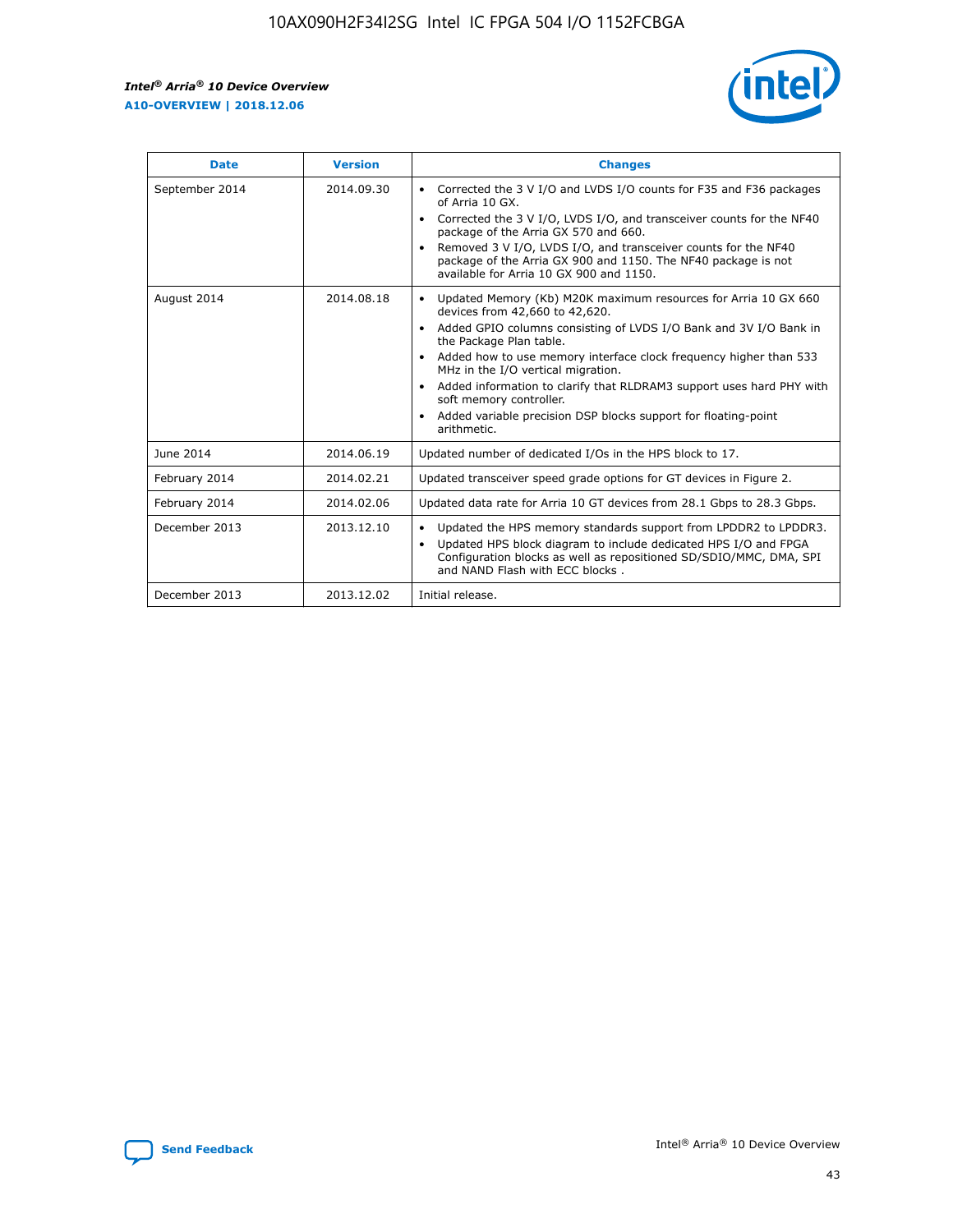| Date | Version | Changes |
| --- | --- | --- |
| September 2014 | 2014.09.30 | • Corrected the 3 V I/O and LVDS I/O counts for F35 and F36 packages of Arria 10 GX.<br>• Corrected the 3 V I/O, LVDS I/O, and transceiver counts for the NF40 package of the Arria GX 570 and 660.<br>• Removed 3 V I/O, LVDS I/O, and transceiver counts for the NF40 package of the Arria GX 900 and 1150. The NF40 package is not available for Arria 10 GX 900 and 1150. |
| August 2014 | 2014.08.18 | • Updated Memory (Kb) M20K maximum resources for Arria 10 GX 660 devices from 42,660 to 42,620.<br>• Added GPIO columns consisting of LVDS I/O Bank and 3V I/O Bank in the Package Plan table.<br>• Added how to use memory interface clock frequency higher than 533 MHz in the I/O vertical migration.<br>• Added information to clarify that RLDRAM3 support uses hard PHY with soft memory controller.<br>• Added variable precision DSP blocks support for floating-point arithmetic. |
| June 2014 | 2014.06.19 | Updated number of dedicated I/Os in the HPS block to 17. |
| February 2014 | 2014.02.21 | Updated transceiver speed grade options for GT devices in Figure 2. |
| February 2014 | 2014.02.06 | Updated data rate for Arria 10 GT devices from 28.1 Gbps to 28.3 Gbps. |
| December 2013 | 2013.12.10 | • Updated the HPS memory standards support from LPDDR2 to LPDDR3.<br>• Updated HPS block diagram to include dedicated HPS I/O and FPGA Configuration blocks as well as repositioned SD/SDIO/MMC, DMA, SPI and NAND Flash with ECC blocks . |
| December 2013 | 2013.12.02 | Initial release. |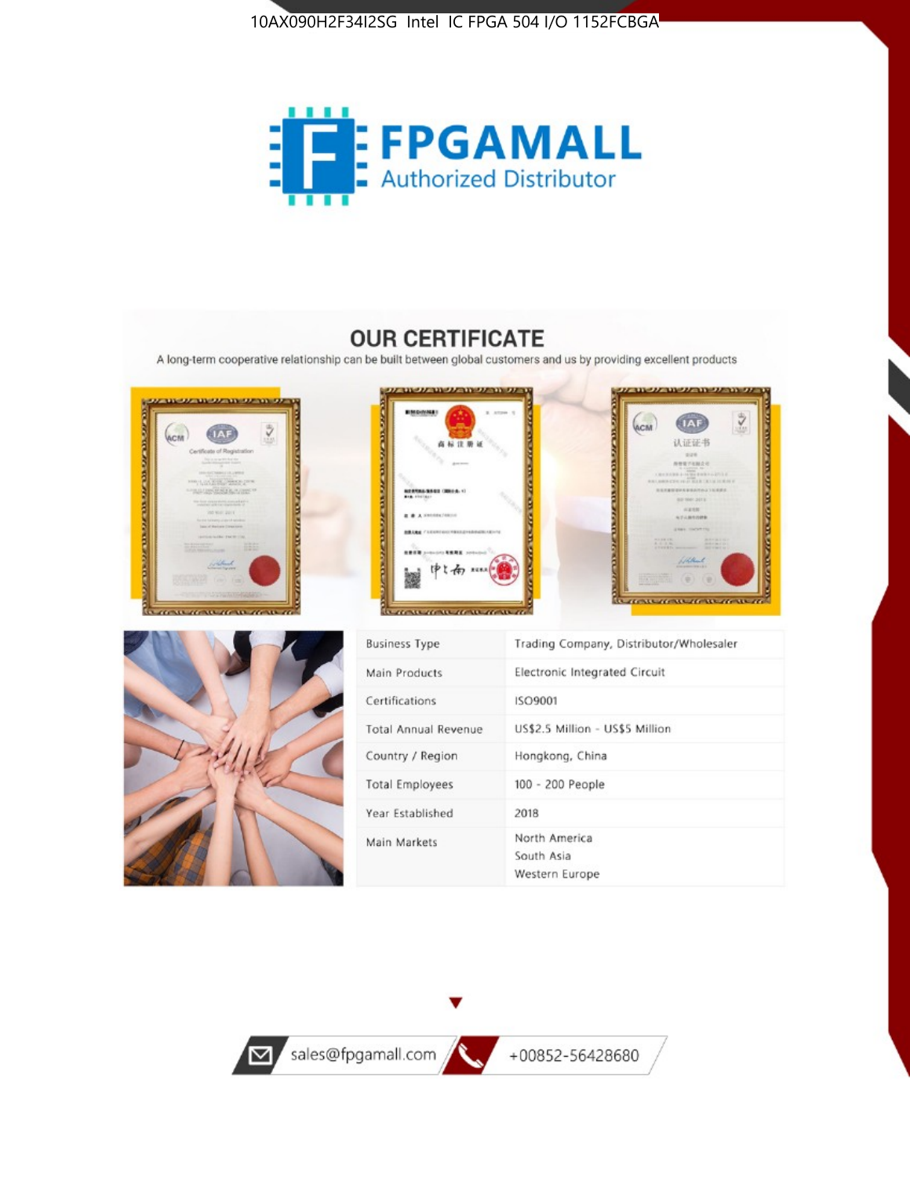FPGAMALL
Authorized Distributor

## OUR CERTIFICATE

A long-term cooperative relationship can be built between global customers and us by providing excellent products

| | |
|---|---|
| Business Type | Trading Company, Distributor/Wholesaler |
| Main Products | Electronic Integrated Circuit |
| Certifications | ISO9001 |
| Total Annual Revenue | US$2.5 Million - US$5 Million |
| Country / Region | Hongkong, China |
| Total Employees | 100 - 200 People |
| Year Established | 2018 |
| Main Markets | North America<br>South Asia<br>Western Europe |

sales@fpgamall.com +00852-56428680